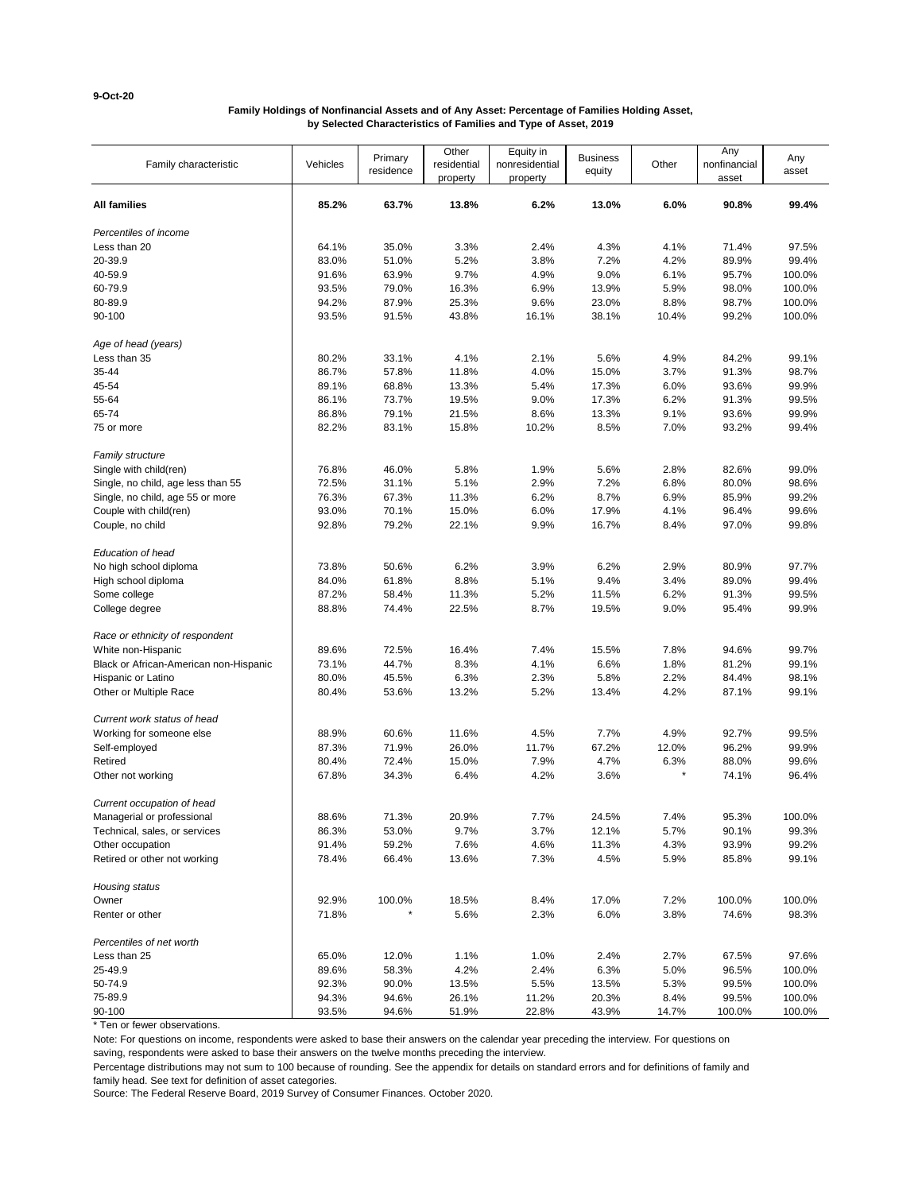9-Oct-20

**Family Holdings of Nonfinancial Assets and of Any Asset: Percentage of Families Holding Asset, by Selected Characteristics of Families and Type of Asset, 2019**

| Family characteristic | Vehicles | Primary residence | Other residential property | Equity in nonresidential property | Business equity | Other | Any nonfinancial asset | Any asset |
|---|---|---|---|---|---|---|---|---|
| **All families** | **85.2%** | **63.7%** | **13.8%** | **6.2%** | **13.0%** | **6.0%** | **90.8%** | **99.4%** |
| *Percentiles of income* | | | | | | | | |
| Less than 20 | 64.1% | 35.0% | 3.3% | 2.4% | 4.3% | 4.1% | 71.4% | 97.5% |
| 20-39.9 | 83.0% | 51.0% | 5.2% | 3.8% | 7.2% | 4.2% | 89.9% | 99.4% |
| 40-59.9 | 91.6% | 63.9% | 9.7% | 4.9% | 9.0% | 6.1% | 95.7% | 100.0% |
| 60-79.9 | 93.5% | 79.0% | 16.3% | 6.9% | 13.9% | 5.9% | 98.0% | 100.0% |
| 80-89.9 | 94.2% | 87.9% | 25.3% | 9.6% | 23.0% | 8.8% | 98.7% | 100.0% |
| 90-100 | 93.5% | 91.5% | 43.8% | 16.1% | 38.1% | 10.4% | 99.2% | 100.0% |
| *Age of head (years)* | | | | | | | | |
| Less than 35 | 80.2% | 33.1% | 4.1% | 2.1% | 5.6% | 4.9% | 84.2% | 99.1% |
| 35-44 | 86.7% | 57.8% | 11.8% | 4.0% | 15.0% | 3.7% | 91.3% | 98.7% |
| 45-54 | 89.1% | 68.8% | 13.3% | 5.4% | 17.3% | 6.0% | 93.6% | 99.9% |
| 55-64 | 86.1% | 73.7% | 19.5% | 9.0% | 17.3% | 6.2% | 91.3% | 99.5% |
| 65-74 | 86.8% | 79.1% | 21.5% | 8.6% | 13.3% | 9.1% | 93.6% | 99.9% |
| 75 or more | 82.2% | 83.1% | 15.8% | 10.2% | 8.5% | 7.0% | 93.2% | 99.4% |
| *Family structure* | | | | | | | | |
| Single with child(ren) | 76.8% | 46.0% | 5.8% | 1.9% | 5.6% | 2.8% | 82.6% | 99.0% |
| Single, no child, age less than 55 | 72.5% | 31.1% | 5.1% | 2.9% | 7.2% | 6.8% | 80.0% | 98.6% |
| Single, no child, age 55 or more | 76.3% | 67.3% | 11.3% | 6.2% | 8.7% | 6.9% | 85.9% | 99.2% |
| Couple with child(ren) | 93.0% | 70.1% | 15.0% | 6.0% | 17.9% | 4.1% | 96.4% | 99.6% |
| Couple, no child | 92.8% | 79.2% | 22.1% | 9.9% | 16.7% | 8.4% | 97.0% | 99.8% |
| *Education of head* | | | | | | | | |
| No high school diploma | 73.8% | 50.6% | 6.2% | 3.9% | 6.2% | 2.9% | 80.9% | 97.7% |
| High school diploma | 84.0% | 61.8% | 8.8% | 5.1% | 9.4% | 3.4% | 89.0% | 99.4% |
| Some college | 87.2% | 58.4% | 11.3% | 5.2% | 11.5% | 6.2% | 91.3% | 99.5% |
| College degree | 88.8% | 74.4% | 22.5% | 8.7% | 19.5% | 9.0% | 95.4% | 99.9% |
| *Race or ethnicity of respondent* | | | | | | | | |
| White non-Hispanic | 89.6% | 72.5% | 16.4% | 7.4% | 15.5% | 7.8% | 94.6% | 99.7% |
| Black or African-American non-Hispanic | 73.1% | 44.7% | 8.3% | 4.1% | 6.6% | 1.8% | 81.2% | 99.1% |
| Hispanic or Latino | 80.0% | 45.5% | 6.3% | 2.3% | 5.8% | 2.2% | 84.4% | 98.1% |
| Other or Multiple Race | 80.4% | 53.6% | 13.2% | 5.2% | 13.4% | 4.2% | 87.1% | 99.1% |
| *Current work status of head* | | | | | | | | |
| Working for someone else | 88.9% | 60.6% | 11.6% | 4.5% | 7.7% | 4.9% | 92.7% | 99.5% |
| Self-employed | 87.3% | 71.9% | 26.0% | 11.7% | 67.2% | 12.0% | 96.2% | 99.9% |
| Retired | 80.4% | 72.4% | 15.0% | 7.9% | 4.7% | 6.3% | 88.0% | 99.6% |
| Other not working | 67.8% | 34.3% | 6.4% | 4.2% | 3.6% | * | 74.1% | 96.4% |
| *Current occupation of head* | | | | | | | | |
| Managerial or professional | 88.6% | 71.3% | 20.9% | 7.7% | 24.5% | 7.4% | 95.3% | 100.0% |
| Technical, sales, or services | 86.3% | 53.0% | 9.7% | 3.7% | 12.1% | 5.7% | 90.1% | 99.3% |
| Other occupation | 91.4% | 59.2% | 7.6% | 4.6% | 11.3% | 4.3% | 93.9% | 99.2% |
| Retired or other not working | 78.4% | 66.4% | 13.6% | 7.3% | 4.5% | 5.9% | 85.8% | 99.1% |
| *Housing status* | | | | | | | | |
| Owner | 92.9% | 100.0% | 18.5% | 8.4% | 17.0% | 7.2% | 100.0% | 100.0% |
| Renter or other | 71.8% | * | 5.6% | 2.3% | 6.0% | 3.8% | 74.6% | 98.3% |
| *Percentiles of net worth* | | | | | | | | |
| Less than 25 | 65.0% | 12.0% | 1.1% | 1.0% | 2.4% | 2.7% | 67.5% | 97.6% |
| 25-49.9 | 89.6% | 58.3% | 4.2% | 2.4% | 6.3% | 5.0% | 96.5% | 100.0% |
| 50-74.9 | 92.3% | 90.0% | 13.5% | 5.5% | 13.5% | 5.3% | 99.5% | 100.0% |
| 75-89.9 | 94.3% | 94.6% | 26.1% | 11.2% | 20.3% | 8.4% | 99.5% | 100.0% |
| 90-100 | 93.5% | 94.6% | 51.9% | 22.8% | 43.9% | 14.7% | 100.0% | 100.0% |

* Ten or fewer observations.

Note: For questions on income, respondents were asked to base their answers on the calendar year preceding the interview. For questions on saving, respondents were asked to base their answers on the twelve months preceding the interview.

Percentage distributions may not sum to 100 because of rounding. See the appendix for details on standard errors and for definitions of family and family head. See text for definition of asset categories.

Source: The Federal Reserve Board, 2019 Survey of Consumer Finances. October 2020.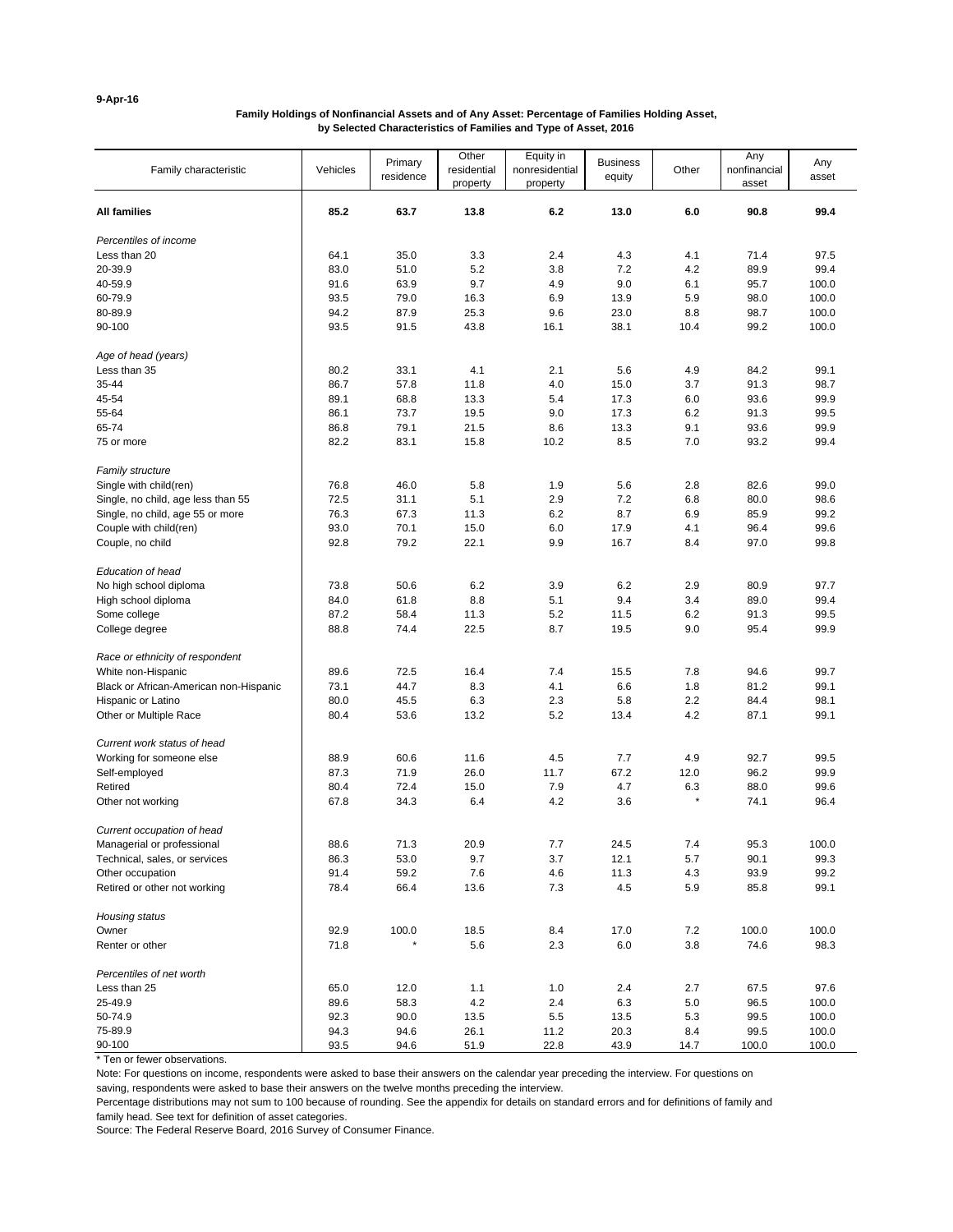9-Apr-16

**Family Holdings of Nonfinancial Assets and of Any Asset: Percentage of Families Holding Asset, by Selected Characteristics of Families and Type of Asset, 2016**

| Family characteristic | Vehicles | Primary residence | Other residential property | Equity in nonresidential property | Business equity | Other | Any nonfinancial asset | Any asset |
|---|---|---|---|---|---|---|---|---|
| **All families** | **85.2** | **63.7** | **13.8** | **6.2** | **13.0** | **6.0** | **90.8** | **99.4** |
| *Percentiles of income* | | | | | | | | |
| Less than 20 | 64.1 | 35.0 | 3.3 | 2.4 | 4.3 | 4.1 | 71.4 | 97.5 |
| 20-39.9 | 83.0 | 51.0 | 5.2 | 3.8 | 7.2 | 4.2 | 89.9 | 99.4 |
| 40-59.9 | 91.6 | 63.9 | 9.7 | 4.9 | 9.0 | 6.1 | 95.7 | 100.0 |
| 60-79.9 | 93.5 | 79.0 | 16.3 | 6.9 | 13.9 | 5.9 | 98.0 | 100.0 |
| 80-89.9 | 94.2 | 87.9 | 25.3 | 9.6 | 23.0 | 8.8 | 98.7 | 100.0 |
| 90-100 | 93.5 | 91.5 | 43.8 | 16.1 | 38.1 | 10.4 | 99.2 | 100.0 |
| *Age of head (years)* | | | | | | | | |
| Less than 35 | 80.2 | 33.1 | 4.1 | 2.1 | 5.6 | 4.9 | 84.2 | 99.1 |
| 35-44 | 86.7 | 57.8 | 11.8 | 4.0 | 15.0 | 3.7 | 91.3 | 98.7 |
| 45-54 | 89.1 | 68.8 | 13.3 | 5.4 | 17.3 | 6.0 | 93.6 | 99.9 |
| 55-64 | 86.1 | 73.7 | 19.5 | 9.0 | 17.3 | 6.2 | 91.3 | 99.5 |
| 65-74 | 86.8 | 79.1 | 21.5 | 8.6 | 13.3 | 9.1 | 93.6 | 99.9 |
| 75 or more | 82.2 | 83.1 | 15.8 | 10.2 | 8.5 | 7.0 | 93.2 | 99.4 |
| *Family structure* | | | | | | | | |
| Single with child(ren) | 76.8 | 46.0 | 5.8 | 1.9 | 5.6 | 2.8 | 82.6 | 99.0 |
| Single, no child, age less than 55 | 72.5 | 31.1 | 5.1 | 2.9 | 7.2 | 6.8 | 80.0 | 98.6 |
| Single, no child, age 55 or more | 76.3 | 67.3 | 11.3 | 6.2 | 8.7 | 6.9 | 85.9 | 99.2 |
| Couple with child(ren) | 93.0 | 70.1 | 15.0 | 6.0 | 17.9 | 4.1 | 96.4 | 99.6 |
| Couple, no child | 92.8 | 79.2 | 22.1 | 9.9 | 16.7 | 8.4 | 97.0 | 99.8 |
| *Education of head* | | | | | | | | |
| No high school diploma | 73.8 | 50.6 | 6.2 | 3.9 | 6.2 | 2.9 | 80.9 | 97.7 |
| High school diploma | 84.0 | 61.8 | 8.8 | 5.1 | 9.4 | 3.4 | 89.0 | 99.4 |
| Some college | 87.2 | 58.4 | 11.3 | 5.2 | 11.5 | 6.2 | 91.3 | 99.5 |
| College degree | 88.8 | 74.4 | 22.5 | 8.7 | 19.5 | 9.0 | 95.4 | 99.9 |
| *Race or ethnicity of respondent* | | | | | | | | |
| White non-Hispanic | 89.6 | 72.5 | 16.4 | 7.4 | 15.5 | 7.8 | 94.6 | 99.7 |
| Black or African-American non-Hispanic | 73.1 | 44.7 | 8.3 | 4.1 | 6.6 | 1.8 | 81.2 | 99.1 |
| Hispanic or Latino | 80.0 | 45.5 | 6.3 | 2.3 | 5.8 | 2.2 | 84.4 | 98.1 |
| Other or Multiple Race | 80.4 | 53.6 | 13.2 | 5.2 | 13.4 | 4.2 | 87.1 | 99.1 |
| *Current work status of head* | | | | | | | | |
| Working for someone else | 88.9 | 60.6 | 11.6 | 4.5 | 7.7 | 4.9 | 92.7 | 99.5 |
| Self-employed | 87.3 | 71.9 | 26.0 | 11.7 | 67.2 | 12.0 | 96.2 | 99.9 |
| Retired | 80.4 | 72.4 | 15.0 | 7.9 | 4.7 | 6.3 | 88.0 | 99.6 |
| Other not working | 67.8 | 34.3 | 6.4 | 4.2 | 3.6 | * | 74.1 | 96.4 |
| *Current occupation of head* | | | | | | | | |
| Managerial or professional | 88.6 | 71.3 | 20.9 | 7.7 | 24.5 | 7.4 | 95.3 | 100.0 |
| Technical, sales, or services | 86.3 | 53.0 | 9.7 | 3.7 | 12.1 | 5.7 | 90.1 | 99.3 |
| Other occupation | 91.4 | 59.2 | 7.6 | 4.6 | 11.3 | 4.3 | 93.9 | 99.2 |
| Retired or other not working | 78.4 | 66.4 | 13.6 | 7.3 | 4.5 | 5.9 | 85.8 | 99.1 |
| *Housing status* | | | | | | | | |
| Owner | 92.9 | 100.0 | 18.5 | 8.4 | 17.0 | 7.2 | 100.0 | 100.0 |
| Renter or other | 71.8 | * | 5.6 | 2.3 | 6.0 | 3.8 | 74.6 | 98.3 |
| *Percentiles of net worth* | | | | | | | | |
| Less than 25 | 65.0 | 12.0 | 1.1 | 1.0 | 2.4 | 2.7 | 67.5 | 97.6 |
| 25-49.9 | 89.6 | 58.3 | 4.2 | 2.4 | 6.3 | 5.0 | 96.5 | 100.0 |
| 50-74.9 | 92.3 | 90.0 | 13.5 | 5.5 | 13.5 | 5.3 | 99.5 | 100.0 |
| 75-89.9 | 94.3 | 94.6 | 26.1 | 11.2 | 20.3 | 8.4 | 99.5 | 100.0 |
| 90-100 | 93.5 | 94.6 | 51.9 | 22.8 | 43.9 | 14.7 | 100.0 | 100.0 |

\* Ten or fewer observations.

Note: For questions on income, respondents were asked to base their answers on the calendar year preceding the interview. For questions on saving, respondents were asked to base their answers on the twelve months preceding the interview.

Percentage distributions may not sum to 100 because of rounding. See the appendix for details on standard errors and for definitions of family and family head. See text for definition of asset categories.

Source: The Federal Reserve Board, 2016 Survey of Consumer Finance.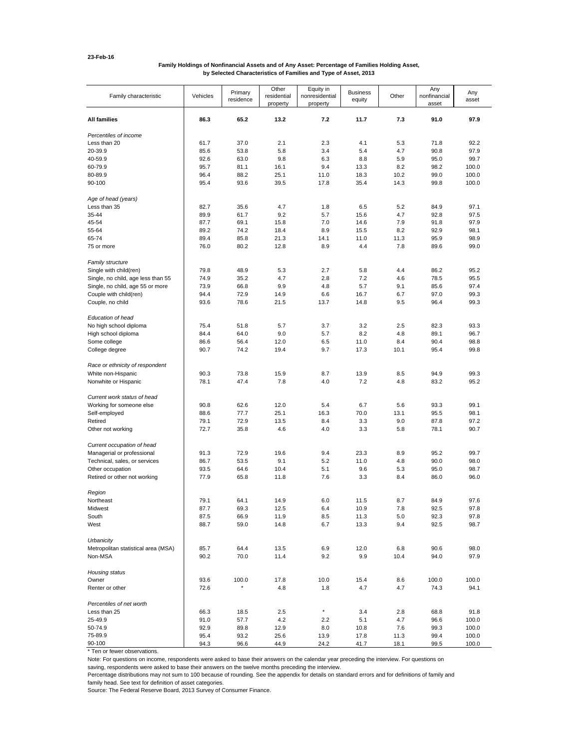23-Feb-16

**Family Holdings of Nonfinancial Assets and of Any Asset: Percentage of Families Holding Asset, by Selected Characteristics of Families and Type of Asset, 2013**

| Family characteristic | Vehicles | Primary residence | Other residential property | Equity in nonresidential property | Business equity | Other | Any nonfinancial asset | Any asset |
|---|---|---|---|---|---|---|---|---|
| **All families** | **86.3** | **65.2** | **13.2** | **7.2** | **11.7** | **7.3** | **91.0** | **97.9** |
| *Percentiles of income* | | | | | | | | |
| Less than 20 | 61.7 | 37.0 | 2.1 | 2.3 | 4.1 | 5.3 | 71.8 | 92.2 |
| 20-39.9 | 85.6 | 53.8 | 5.8 | 3.4 | 5.4 | 4.7 | 90.8 | 97.9 |
| 40-59.9 | 92.6 | 63.0 | 9.8 | 6.3 | 8.8 | 5.9 | 95.0 | 99.7 |
| 60-79.9 | 95.7 | 81.1 | 16.1 | 9.4 | 13.3 | 8.2 | 98.2 | 100.0 |
| 80-89.9 | 96.4 | 88.2 | 25.1 | 11.0 | 18.3 | 10.2 | 99.0 | 100.0 |
| 90-100 | 95.4 | 93.6 | 39.5 | 17.8 | 35.4 | 14.3 | 99.8 | 100.0 |
| *Age of head (years)* | | | | | | | | |
| Less than 35 | 82.7 | 35.6 | 4.7 | 1.8 | 6.5 | 5.2 | 84.9 | 97.1 |
| 35-44 | 89.9 | 61.7 | 9.2 | 5.7 | 15.6 | 4.7 | 92.8 | 97.5 |
| 45-54 | 87.7 | 69.1 | 15.8 | 7.0 | 14.6 | 7.9 | 91.8 | 97.9 |
| 55-64 | 89.2 | 74.2 | 18.4 | 8.9 | 15.5 | 8.2 | 92.9 | 98.1 |
| 65-74 | 89.4 | 85.8 | 21.3 | 14.1 | 11.0 | 11.3 | 95.9 | 98.9 |
| 75 or more | 76.0 | 80.2 | 12.8 | 8.9 | 4.4 | 7.8 | 89.6 | 99.0 |
| *Family structure* | | | | | | | | |
| Single with child(ren) | 79.8 | 48.9 | 5.3 | 2.7 | 5.8 | 4.4 | 86.2 | 95.2 |
| Single, no child, age less than 55 | 74.9 | 35.2 | 4.7 | 2.8 | 7.2 | 4.6 | 78.5 | 95.5 |
| Single, no child, age 55 or more | 73.9 | 66.8 | 9.9 | 4.8 | 5.7 | 9.1 | 85.6 | 97.4 |
| Couple with child(ren) | 94.4 | 72.9 | 14.9 | 6.6 | 16.7 | 6.7 | 97.0 | 99.3 |
| Couple, no child | 93.6 | 78.6 | 21.5 | 13.7 | 14.8 | 9.5 | 96.4 | 99.3 |
| *Education of head* | | | | | | | | |
| No high school diploma | 75.4 | 51.8 | 5.7 | 3.7 | 3.2 | 2.5 | 82.3 | 93.3 |
| High school diploma | 84.4 | 64.0 | 9.0 | 5.7 | 8.2 | 4.8 | 89.1 | 96.7 |
| Some college | 86.6 | 56.4 | 12.0 | 6.5 | 11.0 | 8.4 | 90.4 | 98.8 |
| College degree | 90.7 | 74.2 | 19.4 | 9.7 | 17.3 | 10.1 | 95.4 | 99.8 |
| *Race or ethnicity of respondent* | | | | | | | | |
| White non-Hispanic | 90.3 | 73.8 | 15.9 | 8.7 | 13.9 | 8.5 | 94.9 | 99.3 |
| Nonwhite or Hispanic | 78.1 | 47.4 | 7.8 | 4.0 | 7.2 | 4.8 | 83.2 | 95.2 |
| *Current work status of head* | | | | | | | | |
| Working for someone else | 90.8 | 62.6 | 12.0 | 5.4 | 6.7 | 5.6 | 93.3 | 99.1 |
| Self-employed | 88.6 | 77.7 | 25.1 | 16.3 | 70.0 | 13.1 | 95.5 | 98.1 |
| Retired | 79.1 | 72.9 | 13.5 | 8.4 | 3.3 | 9.0 | 87.8 | 97.2 |
| Other not working | 72.7 | 35.8 | 4.6 | 4.0 | 3.3 | 5.8 | 78.1 | 90.7 |
| *Current occupation of head* | | | | | | | | |
| Managerial or professional | 91.3 | 72.9 | 19.6 | 9.4 | 23.3 | 8.9 | 95.2 | 99.7 |
| Technical, sales, or services | 86.7 | 53.5 | 9.1 | 5.2 | 11.0 | 4.8 | 90.0 | 98.0 |
| Other occupation | 93.5 | 64.6 | 10.4 | 5.1 | 9.6 | 5.3 | 95.0 | 98.7 |
| Retired or other not working | 77.9 | 65.8 | 11.8 | 7.6 | 3.3 | 8.4 | 86.0 | 96.0 |
| *Region* | | | | | | | | |
| Northeast | 79.1 | 64.1 | 14.9 | 6.0 | 11.5 | 8.7 | 84.9 | 97.6 |
| Midwest | 87.7 | 69.3 | 12.5 | 6.4 | 10.9 | 7.8 | 92.5 | 97.8 |
| South | 87.5 | 66.9 | 11.9 | 8.5 | 11.3 | 5.0 | 92.3 | 97.8 |
| West | 88.7 | 59.0 | 14.8 | 6.7 | 13.3 | 9.4 | 92.5 | 98.7 |
| *Urbanicity* | | | | | | | | |
| Metropolitan statistical area (MSA) | 85.7 | 64.4 | 13.5 | 6.9 | 12.0 | 6.8 | 90.6 | 98.0 |
| Non-MSA | 90.2 | 70.0 | 11.4 | 9.2 | 9.9 | 10.4 | 94.0 | 97.9 |
| *Housing status* | | | | | | | | |
| Owner | 93.6 | 100.0 | 17.8 | 10.0 | 15.4 | 8.6 | 100.0 | 100.0 |
| Renter or other | 72.6 | * | 4.8 | 1.8 | 4.7 | 4.7 | 74.3 | 94.1 |
| *Percentiles of net worth* | | | | | | | | |
| Less than 25 | 66.3 | 18.5 | 2.5 | * | 3.4 | 2.8 | 68.8 | 91.8 |
| 25-49.9 | 91.0 | 57.7 | 4.2 | 2.2 | 5.1 | 4.7 | 96.6 | 100.0 |
| 50-74.9 | 92.9 | 89.8 | 12.9 | 8.0 | 10.8 | 7.6 | 99.3 | 100.0 |
| 75-89.9 | 95.4 | 93.2 | 25.6 | 13.9 | 17.8 | 11.3 | 99.4 | 100.0 |
| 90-100 | 94.3 | 96.6 | 44.9 | 24.2 | 41.7 | 18.1 | 99.5 | 100.0 |

* Ten or fewer observations.

Note: For questions on income, respondents were asked to base their answers on the calendar year preceding the interview. For questions on saving, respondents were asked to base their answers on the twelve months preceding the interview.

Percentage distributions may not sum to 100 because of rounding. See the appendix for details on standard errors and for definitions of family and family head. See text for definition of asset categories.

Source: The Federal Reserve Board, 2013 Survey of Consumer Finance.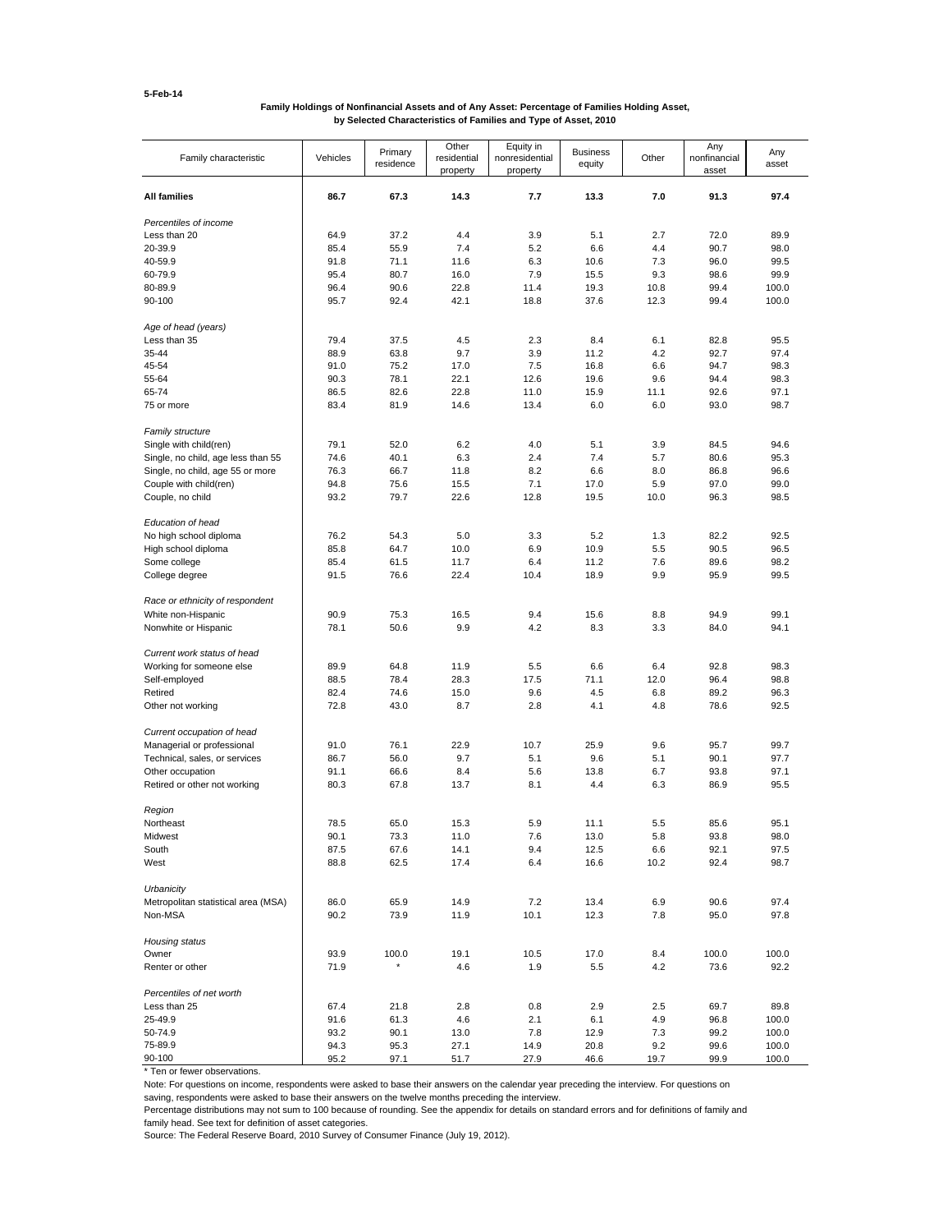5-Feb-14

**Family Holdings of Nonfinancial Assets and of Any Asset: Percentage of Families Holding Asset, by Selected Characteristics of Families and Type of Asset, 2010**

| Family characteristic | Vehicles | Primary residence | Other residential property | Equity in nonresidential property | Business equity | Other | Any nonfinancial asset | Any asset |
|---|---|---|---|---|---|---|---|---|
| **All families** | **86.7** | **67.3** | **14.3** | **7.7** | **13.3** | **7.0** | **91.3** | **97.4** |
| *Percentiles of income* | | | | | | | | |
| Less than 20 | 64.9 | 37.2 | 4.4 | 3.9 | 5.1 | 2.7 | 72.0 | 89.9 |
| 20-39.9 | 85.4 | 55.9 | 7.4 | 5.2 | 6.6 | 4.4 | 90.7 | 98.0 |
| 40-59.9 | 91.8 | 71.1 | 11.6 | 6.3 | 10.6 | 7.3 | 96.0 | 99.5 |
| 60-79.9 | 95.4 | 80.7 | 16.0 | 7.9 | 15.5 | 9.3 | 98.6 | 99.9 |
| 80-89.9 | 96.4 | 90.6 | 22.8 | 11.4 | 19.3 | 10.8 | 99.4 | 100.0 |
| 90-100 | 95.7 | 92.4 | 42.1 | 18.8 | 37.6 | 12.3 | 99.4 | 100.0 |
| *Age of head (years)* | | | | | | | | |
| Less than 35 | 79.4 | 37.5 | 4.5 | 2.3 | 8.4 | 6.1 | 82.8 | 95.5 |
| 35-44 | 88.9 | 63.8 | 9.7 | 3.9 | 11.2 | 4.2 | 92.7 | 97.4 |
| 45-54 | 91.0 | 75.2 | 17.0 | 7.5 | 16.8 | 6.6 | 94.7 | 98.3 |
| 55-64 | 90.3 | 78.1 | 22.1 | 12.6 | 19.6 | 9.6 | 94.4 | 98.3 |
| 65-74 | 86.5 | 82.6 | 22.8 | 11.0 | 15.9 | 11.1 | 92.6 | 97.1 |
| 75 or more | 83.4 | 81.9 | 14.6 | 13.4 | 6.0 | 6.0 | 93.0 | 98.7 |
| *Family structure* | | | | | | | | |
| Single with child(ren) | 79.1 | 52.0 | 6.2 | 4.0 | 5.1 | 3.9 | 84.5 | 94.6 |
| Single, no child, age less than 55 | 74.6 | 40.1 | 6.3 | 2.4 | 7.4 | 5.7 | 80.6 | 95.3 |
| Single, no child, age 55 or more | 76.3 | 66.7 | 11.8 | 8.2 | 6.6 | 8.0 | 86.8 | 96.6 |
| Couple with child(ren) | 94.8 | 75.6 | 15.5 | 7.1 | 17.0 | 5.9 | 97.0 | 99.0 |
| Couple, no child | 93.2 | 79.7 | 22.6 | 12.8 | 19.5 | 10.0 | 96.3 | 98.5 |
| *Education of head* | | | | | | | | |
| No high school diploma | 76.2 | 54.3 | 5.0 | 3.3 | 5.2 | 1.3 | 82.2 | 92.5 |
| High school diploma | 85.8 | 64.7 | 10.0 | 6.9 | 10.9 | 5.5 | 90.5 | 96.5 |
| Some college | 85.4 | 61.5 | 11.7 | 6.4 | 11.2 | 7.6 | 89.6 | 98.2 |
| College degree | 91.5 | 76.6 | 22.4 | 10.4 | 18.9 | 9.9 | 95.9 | 99.5 |
| *Race or ethnicity of respondent* | | | | | | | | |
| White non-Hispanic | 90.9 | 75.3 | 16.5 | 9.4 | 15.6 | 8.8 | 94.9 | 99.1 |
| Nonwhite or Hispanic | 78.1 | 50.6 | 9.9 | 4.2 | 8.3 | 3.3 | 84.0 | 94.1 |
| *Current work status of head* | | | | | | | | |
| Working for someone else | 89.9 | 64.8 | 11.9 | 5.5 | 6.6 | 6.4 | 92.8 | 98.3 |
| Self-employed | 88.5 | 78.4 | 28.3 | 17.5 | 71.1 | 12.0 | 96.4 | 98.8 |
| Retired | 82.4 | 74.6 | 15.0 | 9.6 | 4.5 | 6.8 | 89.2 | 96.3 |
| Other not working | 72.8 | 43.0 | 8.7 | 2.8 | 4.1 | 4.8 | 78.6 | 92.5 |
| *Current occupation of head* | | | | | | | | |
| Managerial or professional | 91.0 | 76.1 | 22.9 | 10.7 | 25.9 | 9.6 | 95.7 | 99.7 |
| Technical, sales, or services | 86.7 | 56.0 | 9.7 | 5.1 | 9.6 | 5.1 | 90.1 | 97.7 |
| Other occupation | 91.1 | 66.6 | 8.4 | 5.6 | 13.8 | 6.7 | 93.8 | 97.1 |
| Retired or other not working | 80.3 | 67.8 | 13.7 | 8.1 | 4.4 | 6.3 | 86.9 | 95.5 |
| *Region* | | | | | | | | |
| Northeast | 78.5 | 65.0 | 15.3 | 5.9 | 11.1 | 5.5 | 85.6 | 95.1 |
| Midwest | 90.1 | 73.3 | 11.0 | 7.6 | 13.0 | 5.8 | 93.8 | 98.0 |
| South | 87.5 | 67.6 | 14.1 | 9.4 | 12.5 | 6.6 | 92.1 | 97.5 |
| West | 88.8 | 62.5 | 17.4 | 6.4 | 16.6 | 10.2 | 92.4 | 98.7 |
| *Urbanicity* | | | | | | | | |
| Metropolitan statistical area (MSA) | 86.0 | 65.9 | 14.9 | 7.2 | 13.4 | 6.9 | 90.6 | 97.4 |
| Non-MSA | 90.2 | 73.9 | 11.9 | 10.1 | 12.3 | 7.8 | 95.0 | 97.8 |
| *Housing status* | | | | | | | | |
| Owner | 93.9 | 100.0 | 19.1 | 10.5 | 17.0 | 8.4 | 100.0 | 100.0 |
| Renter or other | 71.9 | * | 4.6 | 1.9 | 5.5 | 4.2 | 73.6 | 92.2 |
| *Percentiles of net worth* | | | | | | | | |
| Less than 25 | 67.4 | 21.8 | 2.8 | 0.8 | 2.9 | 2.5 | 69.7 | 89.8 |
| 25-49.9 | 91.6 | 61.3 | 4.6 | 2.1 | 6.1 | 4.9 | 96.8 | 100.0 |
| 50-74.9 | 93.2 | 90.1 | 13.0 | 7.8 | 12.9 | 7.3 | 99.2 | 100.0 |
| 75-89.9 | 94.3 | 95.3 | 27.1 | 14.9 | 20.8 | 9.2 | 99.6 | 100.0 |
| 90-100 | 95.2 | 97.1 | 51.7 | 27.9 | 46.6 | 19.7 | 99.9 | 100.0 |

* Ten or fewer observations.

Note: For questions on income, respondents were asked to base their answers on the calendar year preceding the interview. For questions on saving, respondents were asked to base their answers on the twelve months preceding the interview.

Percentage distributions may not sum to 100 because of rounding. See the appendix for details on standard errors and for definitions of family and family head. See text for definition of asset categories.

Source: The Federal Reserve Board, 2010 Survey of Consumer Finance (July 19, 2012).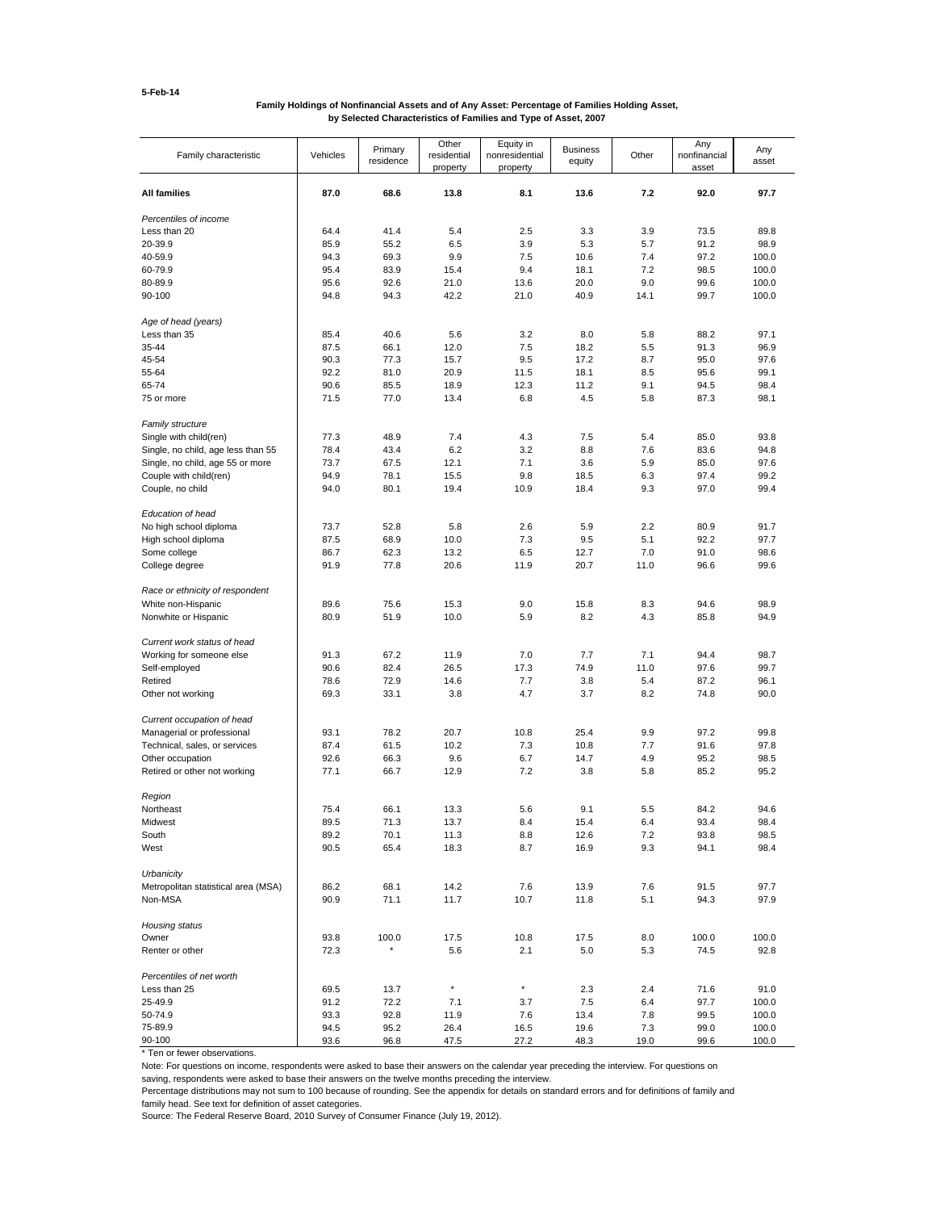5-Feb-14

**Family Holdings of Nonfinancial Assets and of Any Asset: Percentage of Families Holding Asset, by Selected Characteristics of Families and Type of Asset, 2007**

| Family characteristic | Vehicles | Primary residence | Other residential property | Equity in nonresidential property | Business equity | Other | Any nonfinancial asset | Any asset |
|---|---|---|---|---|---|---|---|---|
| **All families** | **87.0** | **68.6** | **13.8** | **8.1** | **13.6** | **7.2** | **92.0** | **97.7** |
| *Percentiles of income* | | | | | | | | |
| Less than 20 | 64.4 | 41.4 | 5.4 | 2.5 | 3.3 | 3.9 | 73.5 | 89.8 |
| 20-39.9 | 85.9 | 55.2 | 6.5 | 3.9 | 5.3 | 5.7 | 91.2 | 98.9 |
| 40-59.9 | 94.3 | 69.3 | 9.9 | 7.5 | 10.6 | 7.4 | 97.2 | 100.0 |
| 60-79.9 | 95.4 | 83.9 | 15.4 | 9.4 | 18.1 | 7.2 | 98.5 | 100.0 |
| 80-89.9 | 95.6 | 92.6 | 21.0 | 13.6 | 20.0 | 9.0 | 99.6 | 100.0 |
| 90-100 | 94.8 | 94.3 | 42.2 | 21.0 | 40.9 | 14.1 | 99.7 | 100.0 |
| *Age of head (years)* | | | | | | | | |
| Less than 35 | 85.4 | 40.6 | 5.6 | 3.2 | 8.0 | 5.8 | 88.2 | 97.1 |
| 35-44 | 87.5 | 66.1 | 12.0 | 7.5 | 18.2 | 5.5 | 91.3 | 96.9 |
| 45-54 | 90.3 | 77.3 | 15.7 | 9.5 | 17.2 | 8.7 | 95.0 | 97.6 |
| 55-64 | 92.2 | 81.0 | 20.9 | 11.5 | 18.1 | 8.5 | 95.6 | 99.1 |
| 65-74 | 90.6 | 85.5 | 18.9 | 12.3 | 11.2 | 9.1 | 94.5 | 98.4 |
| 75 or more | 71.5 | 77.0 | 13.4 | 6.8 | 4.5 | 5.8 | 87.3 | 98.1 |
| *Family structure* | | | | | | | | |
| Single with child(ren) | 77.3 | 48.9 | 7.4 | 4.3 | 7.5 | 5.4 | 85.0 | 93.8 |
| Single, no child, age less than 55 | 78.4 | 43.4 | 6.2 | 3.2 | 8.8 | 7.6 | 83.6 | 94.8 |
| Single, no child, age 55 or more | 73.7 | 67.5 | 12.1 | 7.1 | 3.6 | 5.9 | 85.0 | 97.6 |
| Couple with child(ren) | 94.9 | 78.1 | 15.5 | 9.8 | 18.5 | 6.3 | 97.4 | 99.2 |
| Couple, no child | 94.0 | 80.1 | 19.4 | 10.9 | 18.4 | 9.3 | 97.0 | 99.4 |
| *Education of head* | | | | | | | | |
| No high school diploma | 73.7 | 52.8 | 5.8 | 2.6 | 5.9 | 2.2 | 80.9 | 91.7 |
| High school diploma | 87.5 | 68.9 | 10.0 | 7.3 | 9.5 | 5.1 | 92.2 | 97.7 |
| Some college | 86.7 | 62.3 | 13.2 | 6.5 | 12.7 | 7.0 | 91.0 | 98.6 |
| College degree | 91.9 | 77.8 | 20.6 | 11.9 | 20.7 | 11.0 | 96.6 | 99.6 |
| *Race or ethnicity of respondent* | | | | | | | | |
| White non-Hispanic | 89.6 | 75.6 | 15.3 | 9.0 | 15.8 | 8.3 | 94.6 | 98.9 |
| Nonwhite or Hispanic | 80.9 | 51.9 | 10.0 | 5.9 | 8.2 | 4.3 | 85.8 | 94.9 |
| *Current work status of head* | | | | | | | | |
| Working for someone else | 91.3 | 67.2 | 11.9 | 7.0 | 7.7 | 7.1 | 94.4 | 98.7 |
| Self-employed | 90.6 | 82.4 | 26.5 | 17.3 | 74.9 | 11.0 | 97.6 | 99.7 |
| Retired | 78.6 | 72.9 | 14.6 | 7.7 | 3.8 | 5.4 | 87.2 | 96.1 |
| Other not working | 69.3 | 33.1 | 3.8 | 4.7 | 3.7 | 8.2 | 74.8 | 90.0 |
| *Current occupation of head* | | | | | | | | |
| Managerial or professional | 93.1 | 78.2 | 20.7 | 10.8 | 25.4 | 9.9 | 97.2 | 99.8 |
| Technical, sales, or services | 87.4 | 61.5 | 10.2 | 7.3 | 10.8 | 7.7 | 91.6 | 97.8 |
| Other occupation | 92.6 | 66.3 | 9.6 | 6.7 | 14.7 | 4.9 | 95.2 | 98.5 |
| Retired or other not working | 77.1 | 66.7 | 12.9 | 7.2 | 3.8 | 5.8 | 85.2 | 95.2 |
| *Region* | | | | | | | | |
| Northeast | 75.4 | 66.1 | 13.3 | 5.6 | 9.1 | 5.5 | 84.2 | 94.6 |
| Midwest | 89.5 | 71.3 | 13.7 | 8.4 | 15.4 | 6.4 | 93.4 | 98.4 |
| South | 89.2 | 70.1 | 11.3 | 8.8 | 12.6 | 7.2 | 93.8 | 98.5 |
| West | 90.5 | 65.4 | 18.3 | 8.7 | 16.9 | 9.3 | 94.1 | 98.4 |
| *Urbanicity* | | | | | | | | |
| Metropolitan statistical area (MSA) | 86.2 | 68.1 | 14.2 | 7.6 | 13.9 | 7.6 | 91.5 | 97.7 |
| Non-MSA | 90.9 | 71.1 | 11.7 | 10.7 | 11.8 | 5.1 | 94.3 | 97.9 |
| *Housing status* | | | | | | | | |
| Owner | 93.8 | 100.0 | 17.5 | 10.8 | 17.5 | 8.0 | 100.0 | 100.0 |
| Renter or other | 72.3 | * | 5.6 | 2.1 | 5.0 | 5.3 | 74.5 | 92.8 |
| *Percentiles of net worth* | | | | | | | | |
| Less than 25 | 69.5 | 13.7 | * | * | 2.3 | 2.4 | 71.6 | 91.0 |
| 25-49.9 | 91.2 | 72.2 | 7.1 | 3.7 | 7.5 | 6.4 | 97.7 | 100.0 |
| 50-74.9 | 93.3 | 92.8 | 11.9 | 7.6 | 13.4 | 7.8 | 99.5 | 100.0 |
| 75-89.9 | 94.5 | 95.2 | 26.4 | 16.5 | 19.6 | 7.3 | 99.0 | 100.0 |
| 90-100 | 93.6 | 96.8 | 47.5 | 27.2 | 48.3 | 19.0 | 99.6 | 100.0 |

* Ten or fewer observations.

Note: For questions on income, respondents were asked to base their answers on the calendar year preceding the interview. For questions on saving, respondents were asked to base their answers on the twelve months preceding the interview.

Percentage distributions may not sum to 100 because of rounding. See the appendix for details on standard errors and for definitions of family and family head. See text for definition of asset categories.

Source: The Federal Reserve Board, 2010 Survey of Consumer Finance (July 19, 2012).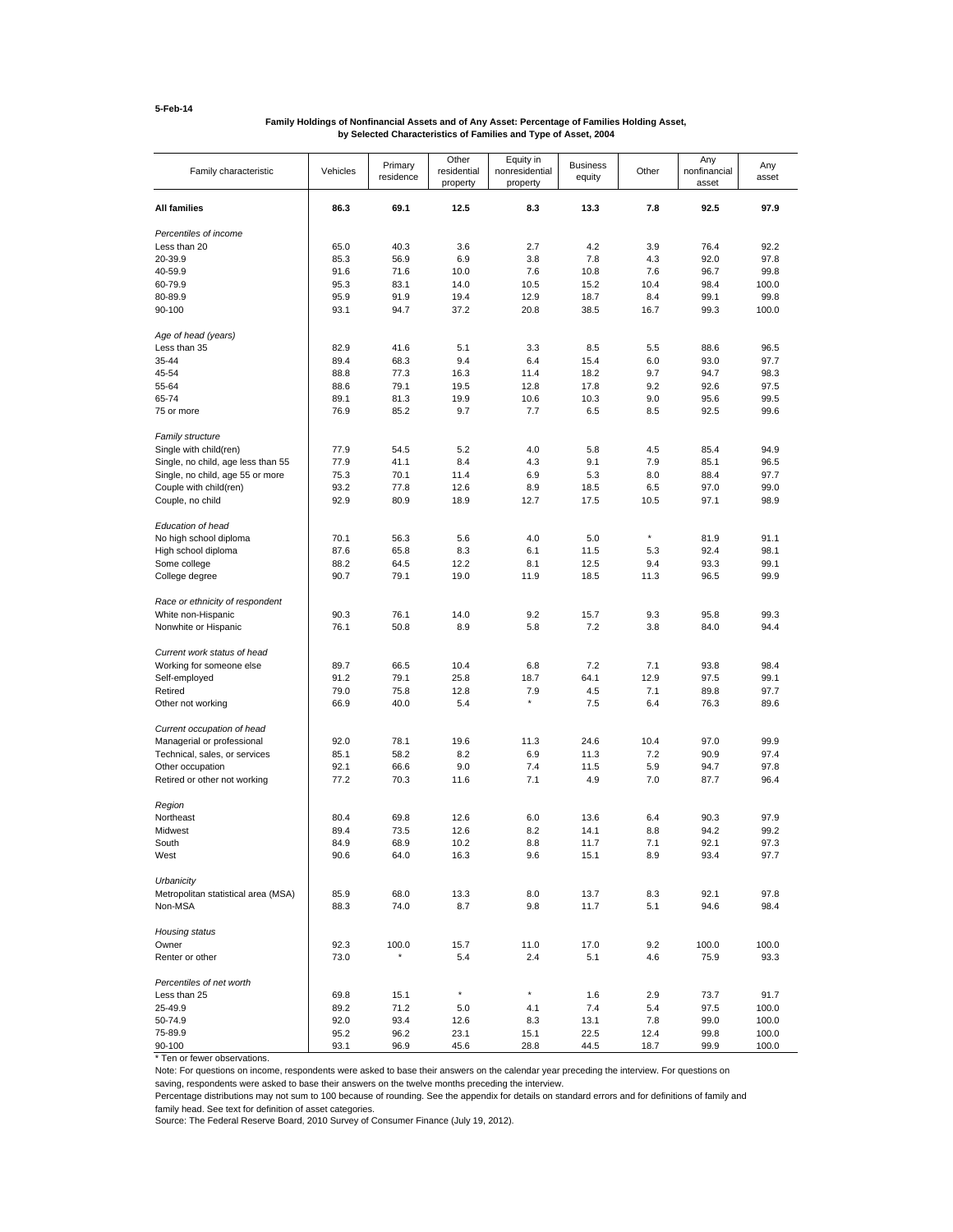5-Feb-14

**Family Holdings of Nonfinancial Assets and of Any Asset: Percentage of Families Holding Asset, by Selected Characteristics of Families and Type of Asset, 2004**

| Family characteristic | Vehicles | Primary residence | Other residential property | Equity in nonresidential property | Business equity | Other | Any nonfinancial asset | Any asset |
|---|---|---|---|---|---|---|---|---|
| **All families** | **86.3** | **69.1** | **12.5** | **8.3** | **13.3** | **7.8** | **92.5** | **97.9** |
| *Percentiles of income* | | | | | | | | |
| Less than 20 | 65.0 | 40.3 | 3.6 | 2.7 | 4.2 | 3.9 | 76.4 | 92.2 |
| 20-39.9 | 85.3 | 56.9 | 6.9 | 3.8 | 7.8 | 4.3 | 92.0 | 97.8 |
| 40-59.9 | 91.6 | 71.6 | 10.0 | 7.6 | 10.8 | 7.6 | 96.7 | 99.8 |
| 60-79.9 | 95.3 | 83.1 | 14.0 | 10.5 | 15.2 | 10.4 | 98.4 | 100.0 |
| 80-89.9 | 95.9 | 91.9 | 19.4 | 12.9 | 18.7 | 8.4 | 99.1 | 99.8 |
| 90-100 | 93.1 | 94.7 | 37.2 | 20.8 | 38.5 | 16.7 | 99.3 | 100.0 |
| *Age of head (years)* | | | | | | | | |
| Less than 35 | 82.9 | 41.6 | 5.1 | 3.3 | 8.5 | 5.5 | 88.6 | 96.5 |
| 35-44 | 89.4 | 68.3 | 9.4 | 6.4 | 15.4 | 6.0 | 93.0 | 97.7 |
| 45-54 | 88.8 | 77.3 | 16.3 | 11.4 | 18.2 | 9.7 | 94.7 | 98.3 |
| 55-64 | 88.6 | 79.1 | 19.5 | 12.8 | 17.8 | 9.2 | 92.6 | 97.5 |
| 65-74 | 89.1 | 81.3 | 19.9 | 10.6 | 10.3 | 9.0 | 95.6 | 99.5 |
| 75 or more | 76.9 | 85.2 | 9.7 | 7.7 | 6.5 | 8.5 | 92.5 | 99.6 |
| *Family structure* | | | | | | | | |
| Single with child(ren) | 77.9 | 54.5 | 5.2 | 4.0 | 5.8 | 4.5 | 85.4 | 94.9 |
| Single, no child, age less than 55 | 77.9 | 41.1 | 8.4 | 4.3 | 9.1 | 7.9 | 85.1 | 96.5 |
| Single, no child, age 55 or more | 75.3 | 70.1 | 11.4 | 6.9 | 5.3 | 8.0 | 88.4 | 97.7 |
| Couple with child(ren) | 93.2 | 77.8 | 12.6 | 8.9 | 18.5 | 6.5 | 97.0 | 99.0 |
| Couple, no child | 92.9 | 80.9 | 18.9 | 12.7 | 17.5 | 10.5 | 97.1 | 98.9 |
| *Education of head* | | | | | | | | |
| No high school diploma | 70.1 | 56.3 | 5.6 | 4.0 | 5.0 | * | 81.9 | 91.1 |
| High school diploma | 87.6 | 65.8 | 8.3 | 6.1 | 11.5 | 5.3 | 92.4 | 98.1 |
| Some college | 88.2 | 64.5 | 12.2 | 8.1 | 12.5 | 9.4 | 93.3 | 99.1 |
| College degree | 90.7 | 79.1 | 19.0 | 11.9 | 18.5 | 11.3 | 96.5 | 99.9 |
| *Race or ethnicity of respondent* | | | | | | | | |
| White non-Hispanic | 90.3 | 76.1 | 14.0 | 9.2 | 15.7 | 9.3 | 95.8 | 99.3 |
| Nonwhite or Hispanic | 76.1 | 50.8 | 8.9 | 5.8 | 7.2 | 3.8 | 84.0 | 94.4 |
| *Current work status of head* | | | | | | | | |
| Working for someone else | 89.7 | 66.5 | 10.4 | 6.8 | 7.2 | 7.1 | 93.8 | 98.4 |
| Self-employed | 91.2 | 79.1 | 25.8 | 18.7 | 64.1 | 12.9 | 97.5 | 99.1 |
| Retired | 79.0 | 75.8 | 12.8 | 7.9 | 4.5 | 7.1 | 89.8 | 97.7 |
| Other not working | 66.9 | 40.0 | 5.4 | * | 7.5 | 6.4 | 76.3 | 89.6 |
| *Current occupation of head* | | | | | | | | |
| Managerial or professional | 92.0 | 78.1 | 19.6 | 11.3 | 24.6 | 10.4 | 97.0 | 99.9 |
| Technical, sales, or services | 85.1 | 58.2 | 8.2 | 6.9 | 11.3 | 7.2 | 90.9 | 97.4 |
| Other occupation | 92.1 | 66.6 | 9.0 | 7.4 | 11.5 | 5.9 | 94.7 | 97.8 |
| Retired or other not working | 77.2 | 70.3 | 11.6 | 7.1 | 4.9 | 7.0 | 87.7 | 96.4 |
| *Region* | | | | | | | | |
| Northeast | 80.4 | 69.8 | 12.6 | 6.0 | 13.6 | 6.4 | 90.3 | 97.9 |
| Midwest | 89.4 | 73.5 | 12.6 | 8.2 | 14.1 | 8.8 | 94.2 | 99.2 |
| South | 84.9 | 68.9 | 10.2 | 8.8 | 11.7 | 7.1 | 92.1 | 97.3 |
| West | 90.6 | 64.0 | 16.3 | 9.6 | 15.1 | 8.9 | 93.4 | 97.7 |
| *Urbanicity* | | | | | | | | |
| Metropolitan statistical area (MSA) | 85.9 | 68.0 | 13.3 | 8.0 | 13.7 | 8.3 | 92.1 | 97.8 |
| Non-MSA | 88.3 | 74.0 | 8.7 | 9.8 | 11.7 | 5.1 | 94.6 | 98.4 |
| *Housing status* | | | | | | | | |
| Owner | 92.3 | 100.0 | 15.7 | 11.0 | 17.0 | 9.2 | 100.0 | 100.0 |
| Renter or other | 73.0 | * | 5.4 | 2.4 | 5.1 | 4.6 | 75.9 | 93.3 |
| *Percentiles of net worth* | | | | | | | | |
| Less than 25 | 69.8 | 15.1 | * | * | 1.6 | 2.9 | 73.7 | 91.7 |
| 25-49.9 | 89.2 | 71.2 | 5.0 | 4.1 | 7.4 | 5.4 | 97.5 | 100.0 |
| 50-74.9 | 92.0 | 93.4 | 12.6 | 8.3 | 13.1 | 7.8 | 99.0 | 100.0 |
| 75-89.9 | 95.2 | 96.2 | 23.1 | 15.1 | 22.5 | 12.4 | 99.8 | 100.0 |
| 90-100 | 93.1 | 96.9 | 45.6 | 28.8 | 44.5 | 18.7 | 99.9 | 100.0 |

* Ten or fewer observations.

Note: For questions on income, respondents were asked to base their answers on the calendar year preceding the interview. For questions on saving, respondents were asked to base their answers on the twelve months preceding the interview.

Percentage distributions may not sum to 100 because of rounding. See the appendix for details on standard errors and for definitions of family and family head. See text for definition of asset categories.

Source: The Federal Reserve Board, 2010 Survey of Consumer Finance (July 19, 2012).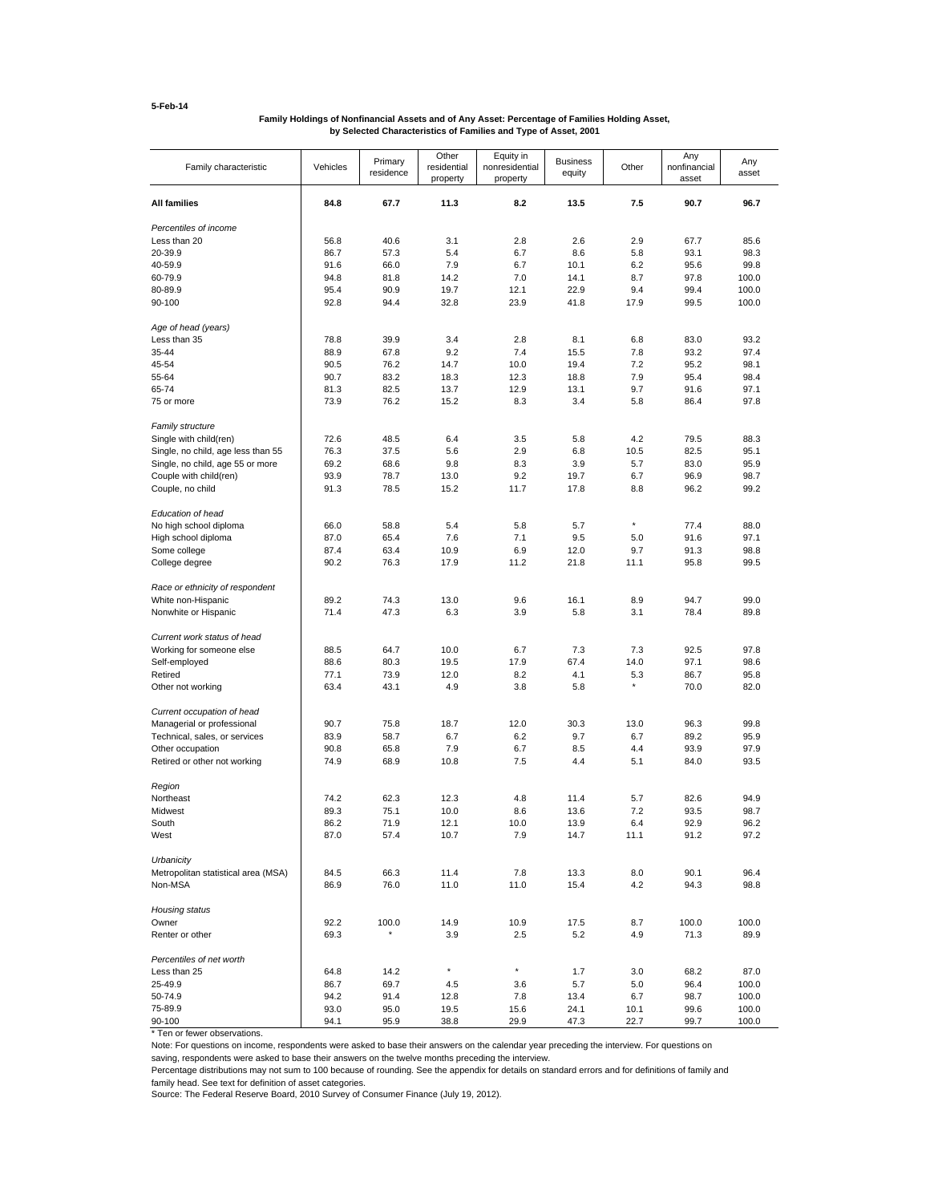5-Feb-14

**Family Holdings of Nonfinancial Assets and of Any Asset: Percentage of Families Holding Asset, by Selected Characteristics of Families and Type of Asset, 2001**

| Family characteristic | Vehicles | Primary residence | Other residential property | Equity in nonresidential property | Business equity | Other | Any nonfinancial asset | Any asset |
|---|---|---|---|---|---|---|---|---|
| **All families** | **84.8** | **67.7** | **11.3** | **8.2** | **13.5** | **7.5** | **90.7** | **96.7** |
| *Percentiles of income* | | | | | | | | |
| Less than 20 | 56.8 | 40.6 | 3.1 | 2.8 | 2.6 | 2.9 | 67.7 | 85.6 |
| 20-39.9 | 86.7 | 57.3 | 5.4 | 6.7 | 8.6 | 5.8 | 93.1 | 98.3 |
| 40-59.9 | 91.6 | 66.0 | 7.9 | 6.7 | 10.1 | 6.2 | 95.6 | 99.8 |
| 60-79.9 | 94.8 | 81.8 | 14.2 | 7.0 | 14.1 | 8.7 | 97.8 | 100.0 |
| 80-89.9 | 95.4 | 90.9 | 19.7 | 12.1 | 22.9 | 9.4 | 99.4 | 100.0 |
| 90-100 | 92.8 | 94.4 | 32.8 | 23.9 | 41.8 | 17.9 | 99.5 | 100.0 |
| *Age of head (years)* | | | | | | | | |
| Less than 35 | 78.8 | 39.9 | 3.4 | 2.8 | 8.1 | 6.8 | 83.0 | 93.2 |
| 35-44 | 88.9 | 67.8 | 9.2 | 7.4 | 15.5 | 7.8 | 93.2 | 97.4 |
| 45-54 | 90.5 | 76.2 | 14.7 | 10.0 | 19.4 | 7.2 | 95.2 | 98.1 |
| 55-64 | 90.7 | 83.2 | 18.3 | 12.3 | 18.8 | 7.9 | 95.4 | 98.4 |
| 65-74 | 81.3 | 82.5 | 13.7 | 12.9 | 13.1 | 9.7 | 91.6 | 97.1 |
| 75 or more | 73.9 | 76.2 | 15.2 | 8.3 | 3.4 | 5.8 | 86.4 | 97.8 |
| *Family structure* | | | | | | | | |
| Single with child(ren) | 72.6 | 48.5 | 6.4 | 3.5 | 5.8 | 4.2 | 79.5 | 88.3 |
| Single, no child, age less than 55 | 76.3 | 37.5 | 5.6 | 2.9 | 6.8 | 10.5 | 82.5 | 95.1 |
| Single, no child, age 55 or more | 69.2 | 68.6 | 9.8 | 8.3 | 3.9 | 5.7 | 83.0 | 95.9 |
| Couple with child(ren) | 93.9 | 78.7 | 13.0 | 9.2 | 19.7 | 6.7 | 96.9 | 98.7 |
| Couple, no child | 91.3 | 78.5 | 15.2 | 11.7 | 17.8 | 8.8 | 96.2 | 99.2 |
| *Education of head* | | | | | | | | |
| No high school diploma | 66.0 | 58.8 | 5.4 | 5.8 | 5.7 | * | 77.4 | 88.0 |
| High school diploma | 87.0 | 65.4 | 7.6 | 7.1 | 9.5 | 5.0 | 91.6 | 97.1 |
| Some college | 87.4 | 63.4 | 10.9 | 6.9 | 12.0 | 9.7 | 91.3 | 98.8 |
| College degree | 90.2 | 76.3 | 17.9 | 11.2 | 21.8 | 11.1 | 95.8 | 99.5 |
| *Race or ethnicity of respondent* | | | | | | | | |
| White non-Hispanic | 89.2 | 74.3 | 13.0 | 9.6 | 16.1 | 8.9 | 94.7 | 99.0 |
| Nonwhite or Hispanic | 71.4 | 47.3 | 6.3 | 3.9 | 5.8 | 3.1 | 78.4 | 89.8 |
| *Current work status of head* | | | | | | | | |
| Working for someone else | 88.5 | 64.7 | 10.0 | 6.7 | 7.3 | 7.3 | 92.5 | 97.8 |
| Self-employed | 88.6 | 80.3 | 19.5 | 17.9 | 67.4 | 14.0 | 97.1 | 98.6 |
| Retired | 77.1 | 73.9 | 12.0 | 8.2 | 4.1 | 5.3 | 86.7 | 95.8 |
| Other not working | 63.4 | 43.1 | 4.9 | 3.8 | 5.8 | * | 70.0 | 82.0 |
| *Current occupation of head* | | | | | | | | |
| Managerial or professional | 90.7 | 75.8 | 18.7 | 12.0 | 30.3 | 13.0 | 96.3 | 99.8 |
| Technical, sales, or services | 83.9 | 58.7 | 6.7 | 6.2 | 9.7 | 6.7 | 89.2 | 95.9 |
| Other occupation | 90.8 | 65.8 | 7.9 | 6.7 | 8.5 | 4.4 | 93.9 | 97.9 |
| Retired or other not working | 74.9 | 68.9 | 10.8 | 7.5 | 4.4 | 5.1 | 84.0 | 93.5 |
| *Region* | | | | | | | | |
| Northeast | 74.2 | 62.3 | 12.3 | 4.8 | 11.4 | 5.7 | 82.6 | 94.9 |
| Midwest | 89.3 | 75.1 | 10.0 | 8.6 | 13.6 | 7.2 | 93.5 | 98.7 |
| South | 86.2 | 71.9 | 12.1 | 10.0 | 13.9 | 6.4 | 92.9 | 96.2 |
| West | 87.0 | 57.4 | 10.7 | 7.9 | 14.7 | 11.1 | 91.2 | 97.2 |
| *Urbanicity* | | | | | | | | |
| Metropolitan statistical area (MSA) | 84.5 | 66.3 | 11.4 | 7.8 | 13.3 | 8.0 | 90.1 | 96.4 |
| Non-MSA | 86.9 | 76.0 | 11.0 | 11.0 | 15.4 | 4.2 | 94.3 | 98.8 |
| *Housing status* | | | | | | | | |
| Owner | 92.2 | 100.0 | 14.9 | 10.9 | 17.5 | 8.7 | 100.0 | 100.0 |
| Renter or other | 69.3 | * | 3.9 | 2.5 | 5.2 | 4.9 | 71.3 | 89.9 |
| *Percentiles of net worth* | | | | | | | | |
| Less than 25 | 64.8 | 14.2 | * | * | 1.7 | 3.0 | 68.2 | 87.0 |
| 25-49.9 | 86.7 | 69.7 | 4.5 | 3.6 | 5.7 | 5.0 | 96.4 | 100.0 |
| 50-74.9 | 94.2 | 91.4 | 12.8 | 7.8 | 13.4 | 6.7 | 98.7 | 100.0 |
| 75-89.9 | 93.0 | 95.0 | 19.5 | 15.6 | 24.1 | 10.1 | 99.6 | 100.0 |
| 90-100 | 94.1 | 95.9 | 38.8 | 29.9 | 47.3 | 22.7 | 99.7 | 100.0 |

\* Ten or fewer observations.

Note: For questions on income, respondents were asked to base their answers on the calendar year preceding the interview. For questions on saving, respondents were asked to base their answers on the twelve months preceding the interview.

Percentage distributions may not sum to 100 because of rounding. See the appendix for details on standard errors and for definitions of family and family head. See text for definition of asset categories.

Source: The Federal Reserve Board, 2010 Survey of Consumer Finance (July 19, 2012).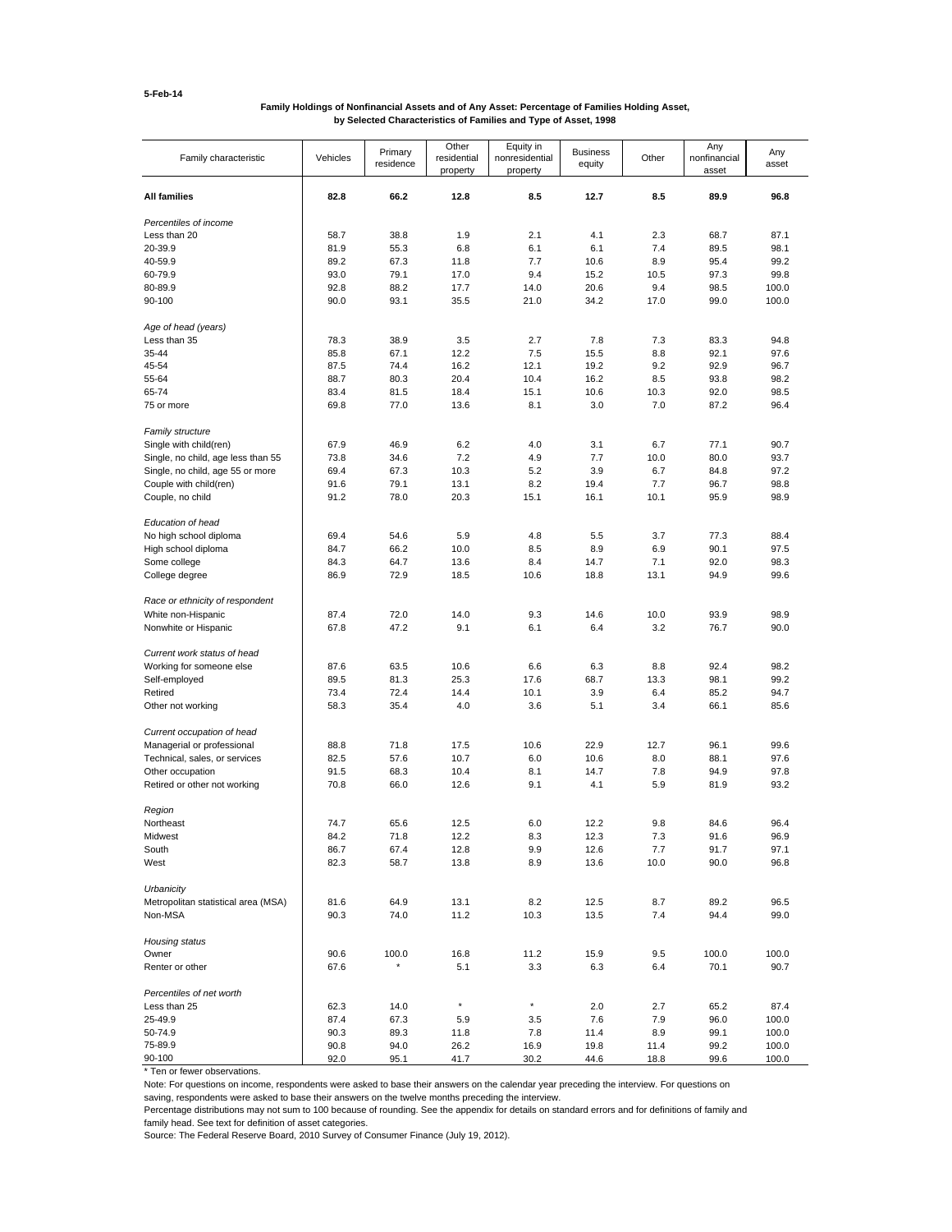5-Feb-14

**Family Holdings of Nonfinancial Assets and of Any Asset: Percentage of Families Holding Asset, by Selected Characteristics of Families and Type of Asset, 1998**

| Family characteristic | Vehicles | Primary residence | Other residential property | Equity in nonresidential property | Business equity | Other | Any nonfinancial asset | Any asset |
|---|---|---|---|---|---|---|---|---|
| **All families** | **82.8** | **66.2** | **12.8** | **8.5** | **12.7** | **8.5** | **89.9** | **96.8** |
| *Percentiles of income* | | | | | | | | |
| Less than 20 | 58.7 | 38.8 | 1.9 | 2.1 | 4.1 | 2.3 | 68.7 | 87.1 |
| 20-39.9 | 81.9 | 55.3 | 6.8 | 6.1 | 6.1 | 7.4 | 89.5 | 98.1 |
| 40-59.9 | 89.2 | 67.3 | 11.8 | 7.7 | 10.6 | 8.9 | 95.4 | 99.2 |
| 60-79.9 | 93.0 | 79.1 | 17.0 | 9.4 | 15.2 | 10.5 | 97.3 | 99.8 |
| 80-89.9 | 92.8 | 88.2 | 17.7 | 14.0 | 20.6 | 9.4 | 98.5 | 100.0 |
| 90-100 | 90.0 | 93.1 | 35.5 | 21.0 | 34.2 | 17.0 | 99.0 | 100.0 |
| *Age of head (years)* | | | | | | | | |
| Less than 35 | 78.3 | 38.9 | 3.5 | 2.7 | 7.8 | 7.3 | 83.3 | 94.8 |
| 35-44 | 85.8 | 67.1 | 12.2 | 7.5 | 15.5 | 8.8 | 92.1 | 97.6 |
| 45-54 | 87.5 | 74.4 | 16.2 | 12.1 | 19.2 | 9.2 | 92.9 | 96.7 |
| 55-64 | 88.7 | 80.3 | 20.4 | 10.4 | 16.2 | 8.5 | 93.8 | 98.2 |
| 65-74 | 83.4 | 81.5 | 18.4 | 15.1 | 10.6 | 10.3 | 92.0 | 98.5 |
| 75 or more | 69.8 | 77.0 | 13.6 | 8.1 | 3.0 | 7.0 | 87.2 | 96.4 |
| *Family structure* | | | | | | | | |
| Single with child(ren) | 67.9 | 46.9 | 6.2 | 4.0 | 3.1 | 6.7 | 77.1 | 90.7 |
| Single, no child, age less than 55 | 73.8 | 34.6 | 7.2 | 4.9 | 7.7 | 10.0 | 80.0 | 93.7 |
| Single, no child, age 55 or more | 69.4 | 67.3 | 10.3 | 5.2 | 3.9 | 6.7 | 84.8 | 97.2 |
| Couple with child(ren) | 91.6 | 79.1 | 13.1 | 8.2 | 19.4 | 7.7 | 96.7 | 98.8 |
| Couple, no child | 91.2 | 78.0 | 20.3 | 15.1 | 16.1 | 10.1 | 95.9 | 98.9 |
| *Education of head* | | | | | | | | |
| No high school diploma | 69.4 | 54.6 | 5.9 | 4.8 | 5.5 | 3.7 | 77.3 | 88.4 |
| High school diploma | 84.7 | 66.2 | 10.0 | 8.5 | 8.9 | 6.9 | 90.1 | 97.5 |
| Some college | 84.3 | 64.7 | 13.6 | 8.4 | 14.7 | 7.1 | 92.0 | 98.3 |
| College degree | 86.9 | 72.9 | 18.5 | 10.6 | 18.8 | 13.1 | 94.9 | 99.6 |
| *Race or ethnicity of respondent* | | | | | | | | |
| White non-Hispanic | 87.4 | 72.0 | 14.0 | 9.3 | 14.6 | 10.0 | 93.9 | 98.9 |
| Nonwhite or Hispanic | 67.8 | 47.2 | 9.1 | 6.1 | 6.4 | 3.2 | 76.7 | 90.0 |
| *Current work status of head* | | | | | | | | |
| Working for someone else | 87.6 | 63.5 | 10.6 | 6.6 | 6.3 | 8.8 | 92.4 | 98.2 |
| Self-employed | 89.5 | 81.3 | 25.3 | 17.6 | 68.7 | 13.3 | 98.1 | 99.2 |
| Retired | 73.4 | 72.4 | 14.4 | 10.1 | 3.9 | 6.4 | 85.2 | 94.7 |
| Other not working | 58.3 | 35.4 | 4.0 | 3.6 | 5.1 | 3.4 | 66.1 | 85.6 |
| *Current occupation of head* | | | | | | | | |
| Managerial or professional | 88.8 | 71.8 | 17.5 | 10.6 | 22.9 | 12.7 | 96.1 | 99.6 |
| Technical, sales, or services | 82.5 | 57.6 | 10.7 | 6.0 | 10.6 | 8.0 | 88.1 | 97.6 |
| Other occupation | 91.5 | 68.3 | 10.4 | 8.1 | 14.7 | 7.8 | 94.9 | 97.8 |
| Retired or other not working | 70.8 | 66.0 | 12.6 | 9.1 | 4.1 | 5.9 | 81.9 | 93.2 |
| *Region* | | | | | | | | |
| Northeast | 74.7 | 65.6 | 12.5 | 6.0 | 12.2 | 9.8 | 84.6 | 96.4 |
| Midwest | 84.2 | 71.8 | 12.2 | 8.3 | 12.3 | 7.3 | 91.6 | 96.9 |
| South | 86.7 | 67.4 | 12.8 | 9.9 | 12.6 | 7.7 | 91.7 | 97.1 |
| West | 82.3 | 58.7 | 13.8 | 8.9 | 13.6 | 10.0 | 90.0 | 96.8 |
| *Urbanicity* | | | | | | | | |
| Metropolitan statistical area (MSA) | 81.6 | 64.9 | 13.1 | 8.2 | 12.5 | 8.7 | 89.2 | 96.5 |
| Non-MSA | 90.3 | 74.0 | 11.2 | 10.3 | 13.5 | 7.4 | 94.4 | 99.0 |
| *Housing status* | | | | | | | | |
| Owner | 90.6 | 100.0 | 16.8 | 11.2 | 15.9 | 9.5 | 100.0 | 100.0 |
| Renter or other | 67.6 | * | 5.1 | 3.3 | 6.3 | 6.4 | 70.1 | 90.7 |
| *Percentiles of net worth* | | | | | | | | |
| Less than 25 | 62.3 | 14.0 | * | * | 2.0 | 2.7 | 65.2 | 87.4 |
| 25-49.9 | 87.4 | 67.3 | 5.9 | 3.5 | 7.6 | 7.9 | 96.0 | 100.0 |
| 50-74.9 | 90.3 | 89.3 | 11.8 | 7.8 | 11.4 | 8.9 | 99.1 | 100.0 |
| 75-89.9 | 90.8 | 94.0 | 26.2 | 16.9 | 19.8 | 11.4 | 99.2 | 100.0 |
| 90-100 | 92.0 | 95.1 | 41.7 | 30.2 | 44.6 | 18.8 | 99.6 | 100.0 |

\* Ten or fewer observations.

Note: For questions on income, respondents were asked to base their answers on the calendar year preceding the interview. For questions on saving, respondents were asked to base their answers on the twelve months preceding the interview.

Percentage distributions may not sum to 100 because of rounding. See the appendix for details on standard errors and for definitions of family and family head. See text for definition of asset categories.

Source: The Federal Reserve Board, 2010 Survey of Consumer Finance (July 19, 2012).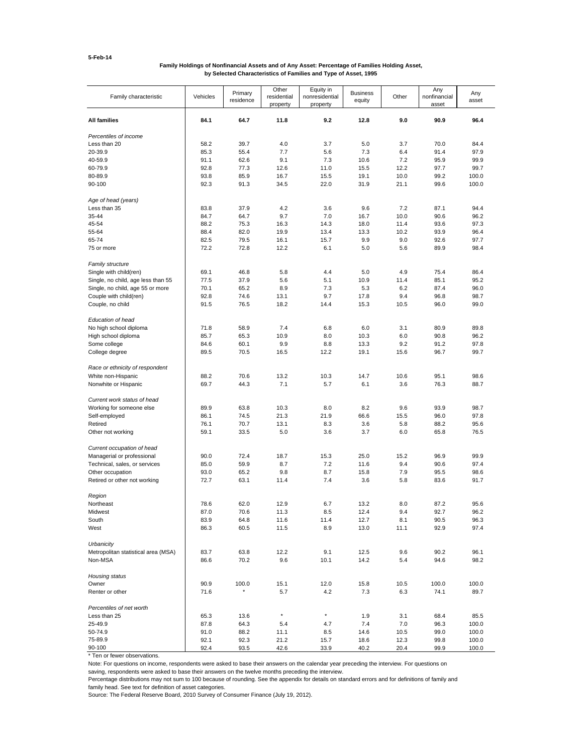5-Feb-14

**Family Holdings of Nonfinancial Assets and of Any Asset: Percentage of Families Holding Asset, by Selected Characteristics of Families and Type of Asset, 1995**

| Family characteristic | Vehicles | Primary residence | Other residential property | Equity in nonresidential property | Business equity | Other | Any nonfinancial asset | Any asset |
|---|---|---|---|---|---|---|---|---|
| **All families** | **84.1** | **64.7** | **11.8** | **9.2** | **12.8** | **9.0** | **90.9** | **96.4** |
| *Percentiles of income* | | | | | | | | |
| Less than 20 | 58.2 | 39.7 | 4.0 | 3.7 | 5.0 | 3.7 | 70.0 | 84.4 |
| 20-39.9 | 85.3 | 55.4 | 7.7 | 5.6 | 7.3 | 6.4 | 91.4 | 97.9 |
| 40-59.9 | 91.1 | 62.6 | 9.1 | 7.3 | 10.6 | 7.2 | 95.9 | 99.9 |
| 60-79.9 | 92.8 | 77.3 | 12.6 | 11.0 | 15.5 | 12.2 | 97.7 | 99.7 |
| 80-89.9 | 93.8 | 85.9 | 16.7 | 15.5 | 19.1 | 10.0 | 99.2 | 100.0 |
| 90-100 | 92.3 | 91.3 | 34.5 | 22.0 | 31.9 | 21.1 | 99.6 | 100.0 |
| *Age of head (years)* | | | | | | | | |
| Less than 35 | 83.8 | 37.9 | 4.2 | 3.6 | 9.6 | 7.2 | 87.1 | 94.4 |
| 35-44 | 84.7 | 64.7 | 9.7 | 7.0 | 16.7 | 10.0 | 90.6 | 96.2 |
| 45-54 | 88.2 | 75.3 | 16.3 | 14.3 | 18.0 | 11.4 | 93.6 | 97.3 |
| 55-64 | 88.4 | 82.0 | 19.9 | 13.4 | 13.3 | 10.2 | 93.9 | 96.4 |
| 65-74 | 82.5 | 79.5 | 16.1 | 15.7 | 9.9 | 9.0 | 92.6 | 97.7 |
| 75 or more | 72.2 | 72.8 | 12.2 | 6.1 | 5.0 | 5.6 | 89.9 | 98.4 |
| *Family structure* | | | | | | | | |
| Single with child(ren) | 69.1 | 46.8 | 5.8 | 4.4 | 5.0 | 4.9 | 75.4 | 86.4 |
| Single, no child, age less than 55 | 77.5 | 37.9 | 5.6 | 5.1 | 10.9 | 11.4 | 85.1 | 95.2 |
| Single, no child, age 55 or more | 70.1 | 65.2 | 8.9 | 7.3 | 5.3 | 6.2 | 87.4 | 96.0 |
| Couple with child(ren) | 92.8 | 74.6 | 13.1 | 9.7 | 17.8 | 9.4 | 96.8 | 98.7 |
| Couple, no child | 91.5 | 76.5 | 18.2 | 14.4 | 15.3 | 10.5 | 96.0 | 99.0 |
| *Education of head* | | | | | | | | |
| No high school diploma | 71.8 | 58.9 | 7.4 | 6.8 | 6.0 | 3.1 | 80.9 | 89.8 |
| High school diploma | 85.7 | 65.3 | 10.9 | 8.0 | 10.3 | 6.0 | 90.8 | 96.2 |
| Some college | 84.6 | 60.1 | 9.9 | 8.8 | 13.3 | 9.2 | 91.2 | 97.8 |
| College degree | 89.5 | 70.5 | 16.5 | 12.2 | 19.1 | 15.6 | 96.7 | 99.7 |
| *Race or ethnicity of respondent* | | | | | | | | |
| White non-Hispanic | 88.2 | 70.6 | 13.2 | 10.3 | 14.7 | 10.6 | 95.1 | 98.6 |
| Nonwhite or Hispanic | 69.7 | 44.3 | 7.1 | 5.7 | 6.1 | 3.6 | 76.3 | 88.7 |
| *Current work status of head* | | | | | | | | |
| Working for someone else | 89.9 | 63.8 | 10.3 | 8.0 | 8.2 | 9.6 | 93.9 | 98.7 |
| Self-employed | 86.1 | 74.5 | 21.3 | 21.9 | 66.6 | 15.5 | 96.0 | 97.8 |
| Retired | 76.1 | 70.7 | 13.1 | 8.3 | 3.6 | 5.8 | 88.2 | 95.6 |
| Other not working | 59.1 | 33.5 | 5.0 | 3.6 | 3.7 | 6.0 | 65.8 | 76.5 |
| *Current occupation of head* | | | | | | | | |
| Managerial or professional | 90.0 | 72.4 | 18.7 | 15.3 | 25.0 | 15.2 | 96.9 | 99.9 |
| Technical, sales, or services | 85.0 | 59.9 | 8.7 | 7.2 | 11.6 | 9.4 | 90.6 | 97.4 |
| Other occupation | 93.0 | 65.2 | 9.8 | 8.7 | 15.8 | 7.9 | 95.5 | 98.6 |
| Retired or other not working | 72.7 | 63.1 | 11.4 | 7.4 | 3.6 | 5.8 | 83.6 | 91.7 |
| *Region* | | | | | | | | |
| Northeast | 78.6 | 62.0 | 12.9 | 6.7 | 13.2 | 8.0 | 87.2 | 95.6 |
| Midwest | 87.0 | 70.6 | 11.3 | 8.5 | 12.4 | 9.4 | 92.7 | 96.2 |
| South | 83.9 | 64.8 | 11.6 | 11.4 | 12.7 | 8.1 | 90.5 | 96.3 |
| West | 86.3 | 60.5 | 11.5 | 8.9 | 13.0 | 11.1 | 92.9 | 97.4 |
| *Urbanicity* | | | | | | | | |
| Metropolitan statistical area (MSA) | 83.7 | 63.8 | 12.2 | 9.1 | 12.5 | 9.6 | 90.2 | 96.1 |
| Non-MSA | 86.6 | 70.2 | 9.6 | 10.1 | 14.2 | 5.4 | 94.6 | 98.2 |
| *Housing status* | | | | | | | | |
| Owner | 90.9 | 100.0 | 15.1 | 12.0 | 15.8 | 10.5 | 100.0 | 100.0 |
| Renter or other | 71.6 | * | 5.7 | 4.2 | 7.3 | 6.3 | 74.1 | 89.7 |
| *Percentiles of net worth* | | | | | | | | |
| Less than 25 | 65.3 | 13.6 | * | * | 1.9 | 3.1 | 68.4 | 85.5 |
| 25-49.9 | 87.8 | 64.3 | 5.4 | 4.7 | 7.4 | 7.0 | 96.3 | 100.0 |
| 50-74.9 | 91.0 | 88.2 | 11.1 | 8.5 | 14.6 | 10.5 | 99.0 | 100.0 |
| 75-89.9 | 92.1 | 92.3 | 21.2 | 15.7 | 18.6 | 12.3 | 99.8 | 100.0 |
| 90-100 | 92.4 | 93.5 | 42.6 | 33.9 | 40.2 | 20.4 | 99.9 | 100.0 |

\* Ten or fewer observations.

Note: For questions on income, respondents were asked to base their answers on the calendar year preceding the interview. For questions on saving, respondents were asked to base their answers on the twelve months preceding the interview.

Percentage distributions may not sum to 100 because of rounding. See the appendix for details on standard errors and for definitions of family and family head. See text for definition of asset categories.

Source: The Federal Reserve Board, 2010 Survey of Consumer Finance (July 19, 2012).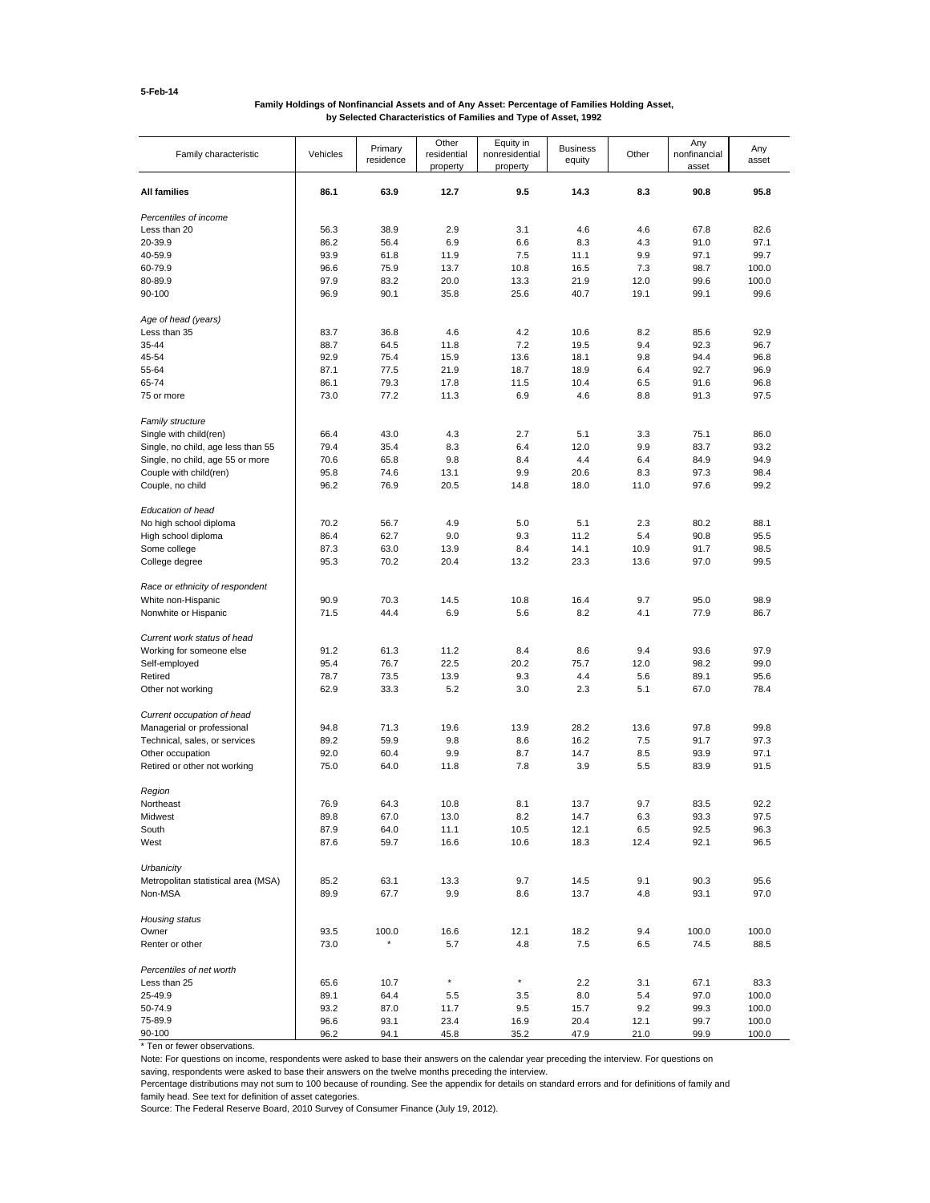5-Feb-14

**Family Holdings of Nonfinancial Assets and of Any Asset: Percentage of Families Holding Asset, by Selected Characteristics of Families and Type of Asset, 1992**

| Family characteristic | Vehicles | Primary residence | Other residential property | Equity in nonresidential property | Business equity | Other | Any nonfinancial asset | Any asset |
|---|---|---|---|---|---|---|---|---|
| **All families** | **86.1** | **63.9** | **12.7** | **9.5** | **14.3** | **8.3** | **90.8** | **95.8** |
| *Percentiles of income* | | | | | | | | |
| Less than 20 | 56.3 | 38.9 | 2.9 | 3.1 | 4.6 | 4.6 | 67.8 | 82.6 |
| 20-39.9 | 86.2 | 56.4 | 6.9 | 6.6 | 8.3 | 4.3 | 91.0 | 97.1 |
| 40-59.9 | 93.9 | 61.8 | 11.9 | 7.5 | 11.1 | 9.9 | 97.1 | 99.7 |
| 60-79.9 | 96.6 | 75.9 | 13.7 | 10.8 | 16.5 | 7.3 | 98.7 | 100.0 |
| 80-89.9 | 97.9 | 83.2 | 20.0 | 13.3 | 21.9 | 12.0 | 99.6 | 100.0 |
| 90-100 | 96.9 | 90.1 | 35.8 | 25.6 | 40.7 | 19.1 | 99.1 | 99.6 |
| *Age of head (years)* | | | | | | | | |
| Less than 35 | 83.7 | 36.8 | 4.6 | 4.2 | 10.6 | 8.2 | 85.6 | 92.9 |
| 35-44 | 88.7 | 64.5 | 11.8 | 7.2 | 19.5 | 9.4 | 92.3 | 96.7 |
| 45-54 | 92.9 | 75.4 | 15.9 | 13.6 | 18.1 | 9.8 | 94.4 | 96.8 |
| 55-64 | 87.1 | 77.5 | 21.9 | 18.7 | 18.9 | 6.4 | 92.7 | 96.9 |
| 65-74 | 86.1 | 79.3 | 17.8 | 11.5 | 10.4 | 6.5 | 91.6 | 96.8 |
| 75 or more | 73.0 | 77.2 | 11.3 | 6.9 | 4.6 | 8.8 | 91.3 | 97.5 |
| *Family structure* | | | | | | | | |
| Single with child(ren) | 66.4 | 43.0 | 4.3 | 2.7 | 5.1 | 3.3 | 75.1 | 86.0 |
| Single, no child, age less than 55 | 79.4 | 35.4 | 8.3 | 6.4 | 12.0 | 9.9 | 83.7 | 93.2 |
| Single, no child, age 55 or more | 70.6 | 65.8 | 9.8 | 8.4 | 4.4 | 6.4 | 84.9 | 94.9 |
| Couple with child(ren) | 95.8 | 74.6 | 13.1 | 9.9 | 20.6 | 8.3 | 97.3 | 98.4 |
| Couple, no child | 96.2 | 76.9 | 20.5 | 14.8 | 18.0 | 11.0 | 97.6 | 99.2 |
| *Education of head* | | | | | | | | |
| No high school diploma | 70.2 | 56.7 | 4.9 | 5.0 | 5.1 | 2.3 | 80.2 | 88.1 |
| High school diploma | 86.4 | 62.7 | 9.0 | 9.3 | 11.2 | 5.4 | 90.8 | 95.5 |
| Some college | 87.3 | 63.0 | 13.9 | 8.4 | 14.1 | 10.9 | 91.7 | 98.5 |
| College degree | 95.3 | 70.2 | 20.4 | 13.2 | 23.3 | 13.6 | 97.0 | 99.5 |
| *Race or ethnicity of respondent* | | | | | | | | |
| White non-Hispanic | 90.9 | 70.3 | 14.5 | 10.8 | 16.4 | 9.7 | 95.0 | 98.9 |
| Nonwhite or Hispanic | 71.5 | 44.4 | 6.9 | 5.6 | 8.2 | 4.1 | 77.9 | 86.7 |
| *Current work status of head* | | | | | | | | |
| Working for someone else | 91.2 | 61.3 | 11.2 | 8.4 | 8.6 | 9.4 | 93.6 | 97.9 |
| Self-employed | 95.4 | 76.7 | 22.5 | 20.2 | 75.7 | 12.0 | 98.2 | 99.0 |
| Retired | 78.7 | 73.5 | 13.9 | 9.3 | 4.4 | 5.6 | 89.1 | 95.6 |
| Other not working | 62.9 | 33.3 | 5.2 | 3.0 | 2.3 | 5.1 | 67.0 | 78.4 |
| *Current occupation of head* | | | | | | | | |
| Managerial or professional | 94.8 | 71.3 | 19.6 | 13.9 | 28.2 | 13.6 | 97.8 | 99.8 |
| Technical, sales, or services | 89.2 | 59.9 | 9.8 | 8.6 | 16.2 | 7.5 | 91.7 | 97.3 |
| Other occupation | 92.0 | 60.4 | 9.9 | 8.7 | 14.7 | 8.5 | 93.9 | 97.1 |
| Retired or other not working | 75.0 | 64.0 | 11.8 | 7.8 | 3.9 | 5.5 | 83.9 | 91.5 |
| *Region* | | | | | | | | |
| Northeast | 76.9 | 64.3 | 10.8 | 8.1 | 13.7 | 9.7 | 83.5 | 92.2 |
| Midwest | 89.8 | 67.0 | 13.0 | 8.2 | 14.7 | 6.3 | 93.3 | 97.5 |
| South | 87.9 | 64.0 | 11.1 | 10.5 | 12.1 | 6.5 | 92.5 | 96.3 |
| West | 87.6 | 59.7 | 16.6 | 10.6 | 18.3 | 12.4 | 92.1 | 96.5 |
| *Urbanicity* | | | | | | | | |
| Metropolitan statistical area (MSA) | 85.2 | 63.1 | 13.3 | 9.7 | 14.5 | 9.1 | 90.3 | 95.6 |
| Non-MSA | 89.9 | 67.7 | 9.9 | 8.6 | 13.7 | 4.8 | 93.1 | 97.0 |
| *Housing status* | | | | | | | | |
| Owner | 93.5 | 100.0 | 16.6 | 12.1 | 18.2 | 9.4 | 100.0 | 100.0 |
| Renter or other | 73.0 | * | 5.7 | 4.8 | 7.5 | 6.5 | 74.5 | 88.5 |
| *Percentiles of net worth* | | | | | | | | |
| Less than 25 | 65.6 | 10.7 | * | * | 2.2 | 3.1 | 67.1 | 83.3 |
| 25-49.9 | 89.1 | 64.4 | 5.5 | 3.5 | 8.0 | 5.4 | 97.0 | 100.0 |
| 50-74.9 | 93.2 | 87.0 | 11.7 | 9.5 | 15.7 | 9.2 | 99.3 | 100.0 |
| 75-89.9 | 96.6 | 93.1 | 23.4 | 16.9 | 20.4 | 12.1 | 99.7 | 100.0 |
| 90-100 | 96.2 | 94.1 | 45.8 | 35.2 | 47.9 | 21.0 | 99.9 | 100.0 |

* Ten or fewer observations.

Note: For questions on income, respondents were asked to base their answers on the calendar year preceding the interview. For questions on saving, respondents were asked to base their answers on the twelve months preceding the interview.

Percentage distributions may not sum to 100 because of rounding. See the appendix for details on standard errors and for definitions of family and family head. See text for definition of asset categories.

Source: The Federal Reserve Board, 2010 Survey of Consumer Finance (July 19, 2012).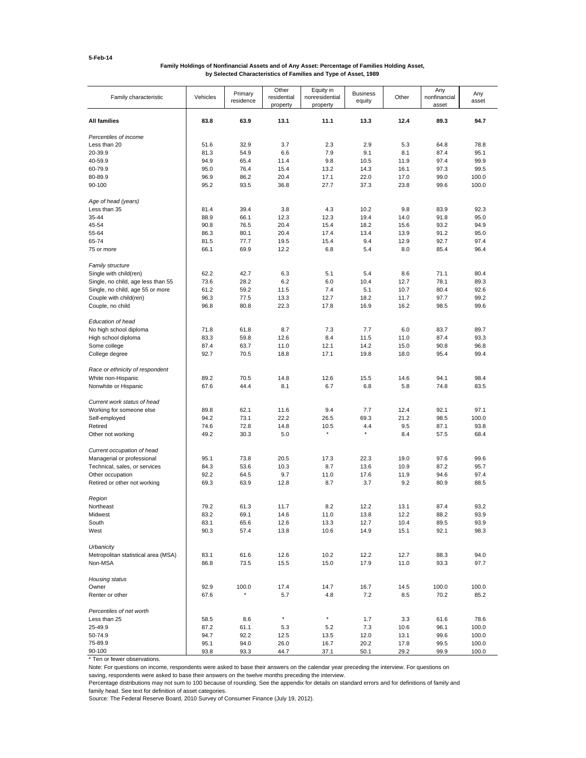5-Feb-14

**Family Holdings of Nonfinancial Assets and of Any Asset: Percentage of Families Holding Asset, by Selected Characteristics of Families and Type of Asset, 1989**

| Family characteristic | Vehicles | Primary residence | Other residential property | Equity in nonresidential property | Business equity | Other | Any nonfinancial asset | Any asset |
|---|---|---|---|---|---|---|---|---|
| **All families** | **83.8** | **63.9** | **13.1** | **11.1** | **13.3** | **12.4** | **89.3** | **94.7** |
| *Percentiles of income* | | | | | | | | |
| Less than 20 | 51.6 | 32.9 | 3.7 | 2.3 | 2.9 | 5.3 | 64.8 | 78.8 |
| 20-39.9 | 81.3 | 54.9 | 6.6 | 7.9 | 9.1 | 8.1 | 87.4 | 95.1 |
| 40-59.9 | 94.9 | 65.4 | 11.4 | 9.8 | 10.5 | 11.9 | 97.4 | 99.9 |
| 60-79.9 | 95.0 | 76.4 | 15.4 | 13.2 | 14.3 | 16.1 | 97.3 | 99.5 |
| 80-89.9 | 96.9 | 86.2 | 20.4 | 17.1 | 22.0 | 17.0 | 99.0 | 100.0 |
| 90-100 | 95.2 | 93.5 | 36.8 | 27.7 | 37.3 | 23.8 | 99.6 | 100.0 |
| *Age of head (years)* | | | | | | | | |
| Less than 35 | 81.4 | 39.4 | 3.8 | 4.3 | 10.2 | 9.8 | 83.9 | 92.3 |
| 35-44 | 88.9 | 66.1 | 12.3 | 12.3 | 19.4 | 14.0 | 91.8 | 95.0 |
| 45-54 | 90.8 | 76.5 | 20.4 | 15.4 | 18.2 | 15.6 | 93.2 | 94.9 |
| 55-64 | 86.3 | 80.1 | 20.4 | 17.4 | 13.4 | 13.9 | 91.2 | 95.0 |
| 65-74 | 81.5 | 77.7 | 19.5 | 15.4 | 9.4 | 12.9 | 92.7 | 97.4 |
| 75 or more | 66.1 | 69.9 | 12.2 | 6.8 | 5.4 | 8.0 | 85.4 | 96.4 |
| *Family structure* | | | | | | | | |
| Single with child(ren) | 62.2 | 42.7 | 6.3 | 5.1 | 5.4 | 8.6 | 71.1 | 80.4 |
| Single, no child, age less than 55 | 73.6 | 28.2 | 6.2 | 6.0 | 10.4 | 12.7 | 78.1 | 89.3 |
| Single, no child, age 55 or more | 61.2 | 59.2 | 11.5 | 7.4 | 5.1 | 10.7 | 80.4 | 92.6 |
| Couple with child(ren) | 96.3 | 77.5 | 13.3 | 12.7 | 18.2 | 11.7 | 97.7 | 99.2 |
| Couple, no child | 96.8 | 80.8 | 22.3 | 17.8 | 16.9 | 16.2 | 98.5 | 99.6 |
| *Education of head* | | | | | | | | |
| No high school diploma | 71.8 | 61.8 | 8.7 | 7.3 | 7.7 | 6.0 | 83.7 | 89.7 |
| High school diploma | 83.3 | 59.8 | 12.6 | 8.4 | 11.5 | 11.0 | 87.4 | 93.3 |
| Some college | 87.4 | 63.7 | 11.0 | 12.1 | 14.2 | 15.0 | 90.8 | 96.8 |
| College degree | 92.7 | 70.5 | 18.8 | 17.1 | 19.8 | 18.0 | 95.4 | 99.4 |
| *Race or ethnicity of respondent* | | | | | | | | |
| White non-Hispanic | 89.2 | 70.5 | 14.8 | 12.6 | 15.5 | 14.6 | 94.1 | 98.4 |
| Nonwhite or Hispanic | 67.6 | 44.4 | 8.1 | 6.7 | 6.8 | 5.8 | 74.8 | 83.5 |
| *Current work status of head* | | | | | | | | |
| Working for someone else | 89.8 | 62.1 | 11.6 | 9.4 | 7.7 | 12.4 | 92.1 | 97.1 |
| Self-employed | 94.2 | 73.1 | 22.2 | 26.5 | 69.3 | 21.2 | 98.5 | 100.0 |
| Retired | 74.6 | 72.8 | 14.8 | 10.5 | 4.4 | 9.5 | 87.1 | 93.8 |
| Other not working | 49.2 | 30.3 | 5.0 | * | * | 8.4 | 57.5 | 68.4 |
| *Current occupation of head* | | | | | | | | |
| Managerial or professional | 95.1 | 73.8 | 20.5 | 17.3 | 22.3 | 19.0 | 97.6 | 99.6 |
| Technical, sales, or services | 84.3 | 53.6 | 10.3 | 8.7 | 13.6 | 10.9 | 87.2 | 95.7 |
| Other occupation | 92.2 | 64.5 | 9.7 | 11.0 | 17.6 | 11.9 | 94.6 | 97.4 |
| Retired or other not working | 69.3 | 63.9 | 12.8 | 8.7 | 3.7 | 9.2 | 80.9 | 88.5 |
| *Region* | | | | | | | | |
| Northeast | 79.2 | 61.3 | 11.7 | 8.2 | 12.2 | 13.1 | 87.4 | 93.2 |
| Midwest | 83.2 | 69.1 | 14.6 | 11.0 | 13.8 | 12.2 | 88.2 | 93.9 |
| South | 83.1 | 65.6 | 12.6 | 13.3 | 12.7 | 10.4 | 89.5 | 93.9 |
| West | 90.3 | 57.4 | 13.8 | 10.6 | 14.9 | 15.1 | 92.1 | 98.3 |
| *Urbanicity* | | | | | | | | |
| Metropolitan statistical area (MSA) | 83.1 | 61.6 | 12.6 | 10.2 | 12.2 | 12.7 | 88.3 | 94.0 |
| Non-MSA | 86.8 | 73.5 | 15.5 | 15.0 | 17.9 | 11.0 | 93.3 | 97.7 |
| *Housing status* | | | | | | | | |
| Owner | 92.9 | 100.0 | 17.4 | 14.7 | 16.7 | 14.5 | 100.0 | 100.0 |
| Renter or other | 67.6 | * | 5.7 | 4.8 | 7.2 | 8.5 | 70.2 | 85.2 |
| *Percentiles of net worth* | | | | | | | | |
| Less than 25 | 58.5 | 8.6 | * | * | 1.7 | 3.3 | 61.6 | 78.6 |
| 25-49.9 | 87.2 | 61.1 | 5.3 | 5.2 | 7.3 | 10.6 | 96.1 | 100.0 |
| 50-74.9 | 94.7 | 92.2 | 12.5 | 13.5 | 12.0 | 13.1 | 99.6 | 100.0 |
| 75-89.9 | 95.1 | 94.0 | 26.0 | 16.7 | 20.2 | 17.8 | 99.5 | 100.0 |
| 90-100 | 93.8 | 93.3 | 44.7 | 37.1 | 50.1 | 29.2 | 99.9 | 100.0 |

* Ten or fewer observations.

Note: For questions on income, respondents were asked to base their answers on the calendar year preceding the interview. For questions on saving, respondents were asked to base their answers on the twelve months preceding the interview.

Percentage distributions may not sum to 100 because of rounding. See the appendix for details on standard errors and for definitions of family and family head. See text for definition of asset categories.

Source: The Federal Reserve Board, 2010 Survey of Consumer Finance (July 19, 2012).